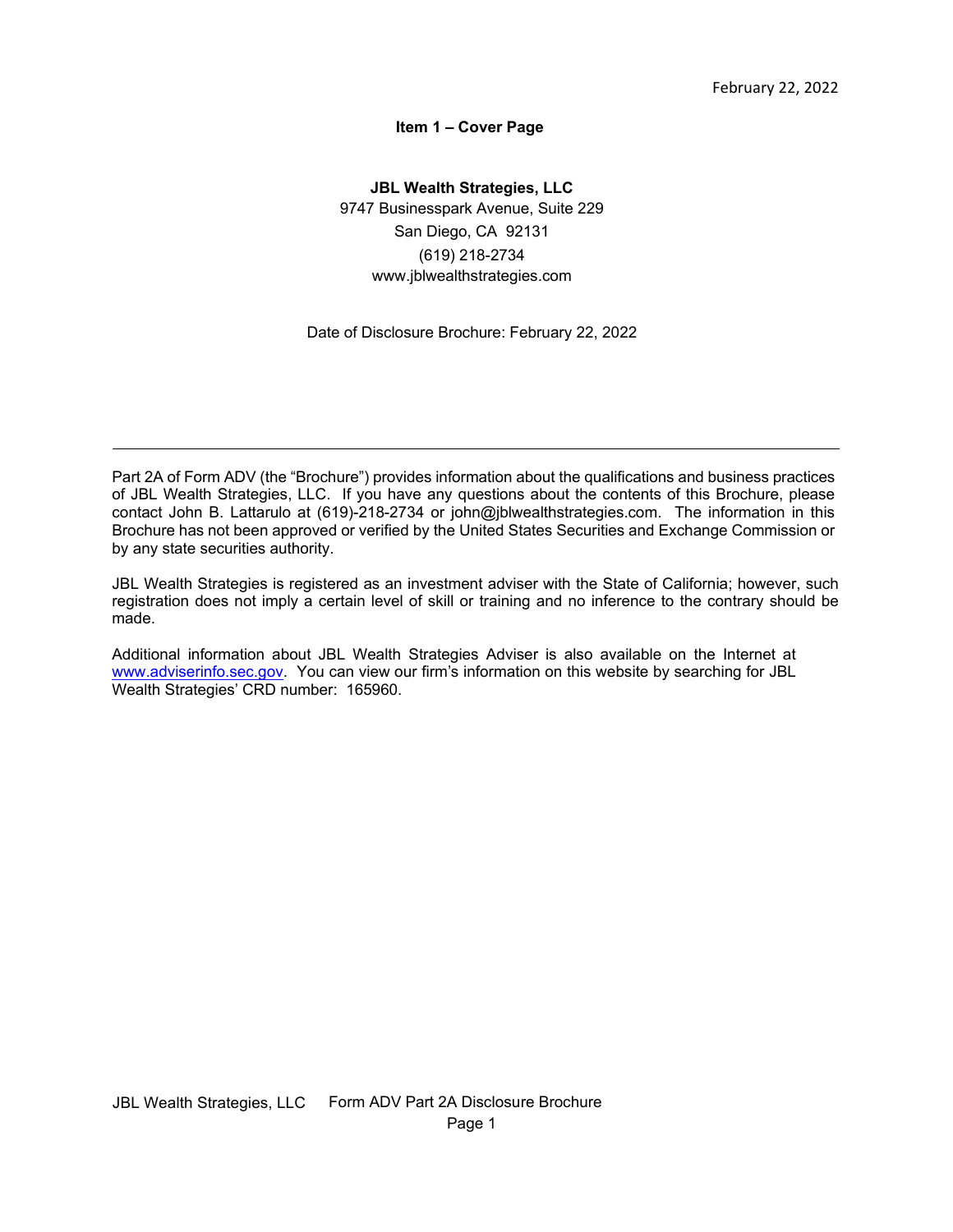February 22, 2022

## Item 1 – Cover Page

**JBL Wealth Strategies, LLC**
9747 Businesspark Avenue, Suite 229
San Diego, CA 92131
(619) 218-2734
www.jblwealthstrategies.com

Date of Disclosure Brochure: February 22, 2022

---

Part 2A of Form ADV (the "Brochure") provides information about the qualifications and business practices of JBL Wealth Strategies, LLC. If you have any questions about the contents of this Brochure, please contact John B. Lattarulo at (619)-218-2734 or john@jblwealthstrategies.com. The information in this Brochure has not been approved or verified by the United States Securities and Exchange Commission or by any state securities authority.

JBL Wealth Strategies is registered as an investment adviser with the State of California; however, such registration does not imply a certain level of skill or training and no inference to the contrary should be made.

Additional information about JBL Wealth Strategies Adviser is also available on the Internet at www.adviserinfo.sec.gov. You can view our firm's information on this website by searching for JBL Wealth Strategies' CRD number: 165960.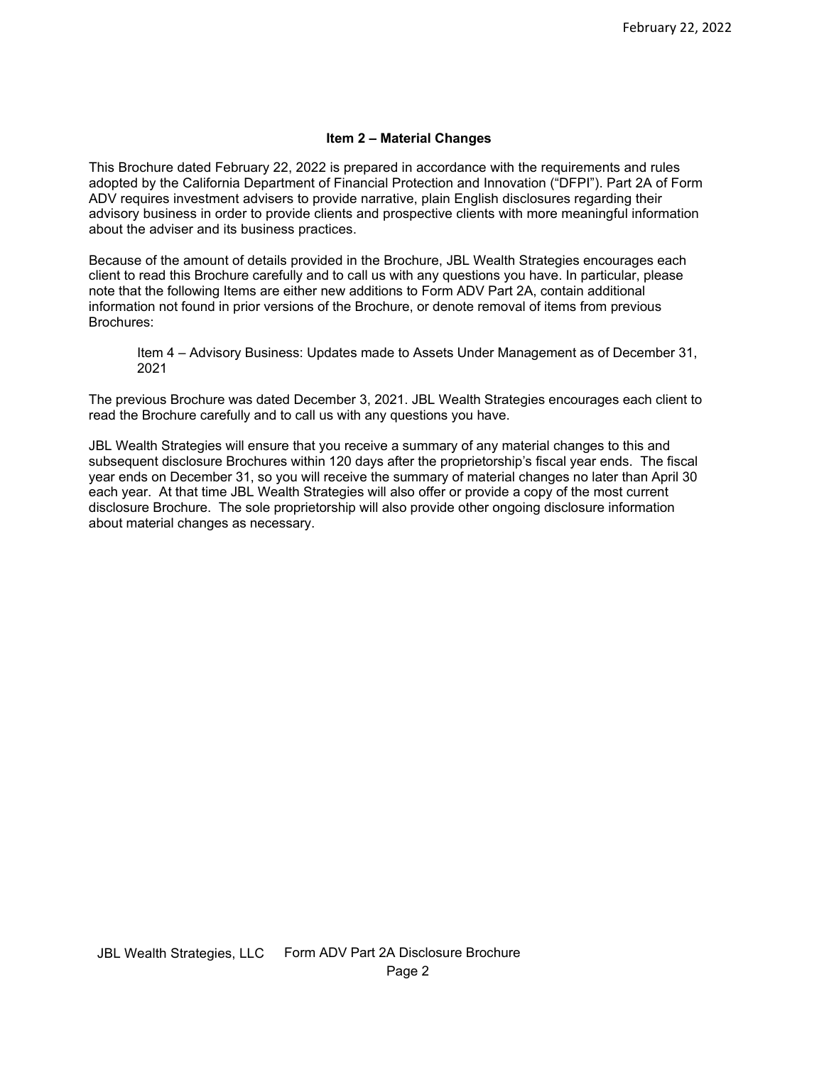## Item 2 – Material Changes

This Brochure dated February 22, 2022 is prepared in accordance with the requirements and rules adopted by the California Department of Financial Protection and Innovation ("DFPI"). Part 2A of Form ADV requires investment advisers to provide narrative, plain English disclosures regarding their advisory business in order to provide clients and prospective clients with more meaningful information about the adviser and its business practices.

Because of the amount of details provided in the Brochure, JBL Wealth Strategies encourages each client to read this Brochure carefully and to call us with any questions you have. In particular, please note that the following Items are either new additions to Form ADV Part 2A, contain additional information not found in prior versions of the Brochure, or denote removal of items from previous Brochures:

> Item 4 – Advisory Business: Updates made to Assets Under Management as of December 31, 2021

The previous Brochure was dated December 3, 2021. JBL Wealth Strategies encourages each client to read the Brochure carefully and to call us with any questions you have.

JBL Wealth Strategies will ensure that you receive a summary of any material changes to this and subsequent disclosure Brochures within 120 days after the proprietorship's fiscal year ends. The fiscal year ends on December 31, so you will receive the summary of material changes no later than April 30 each year. At that time JBL Wealth Strategies will also offer or provide a copy of the most current disclosure Brochure. The sole proprietorship will also provide other ongoing disclosure information about material changes as necessary.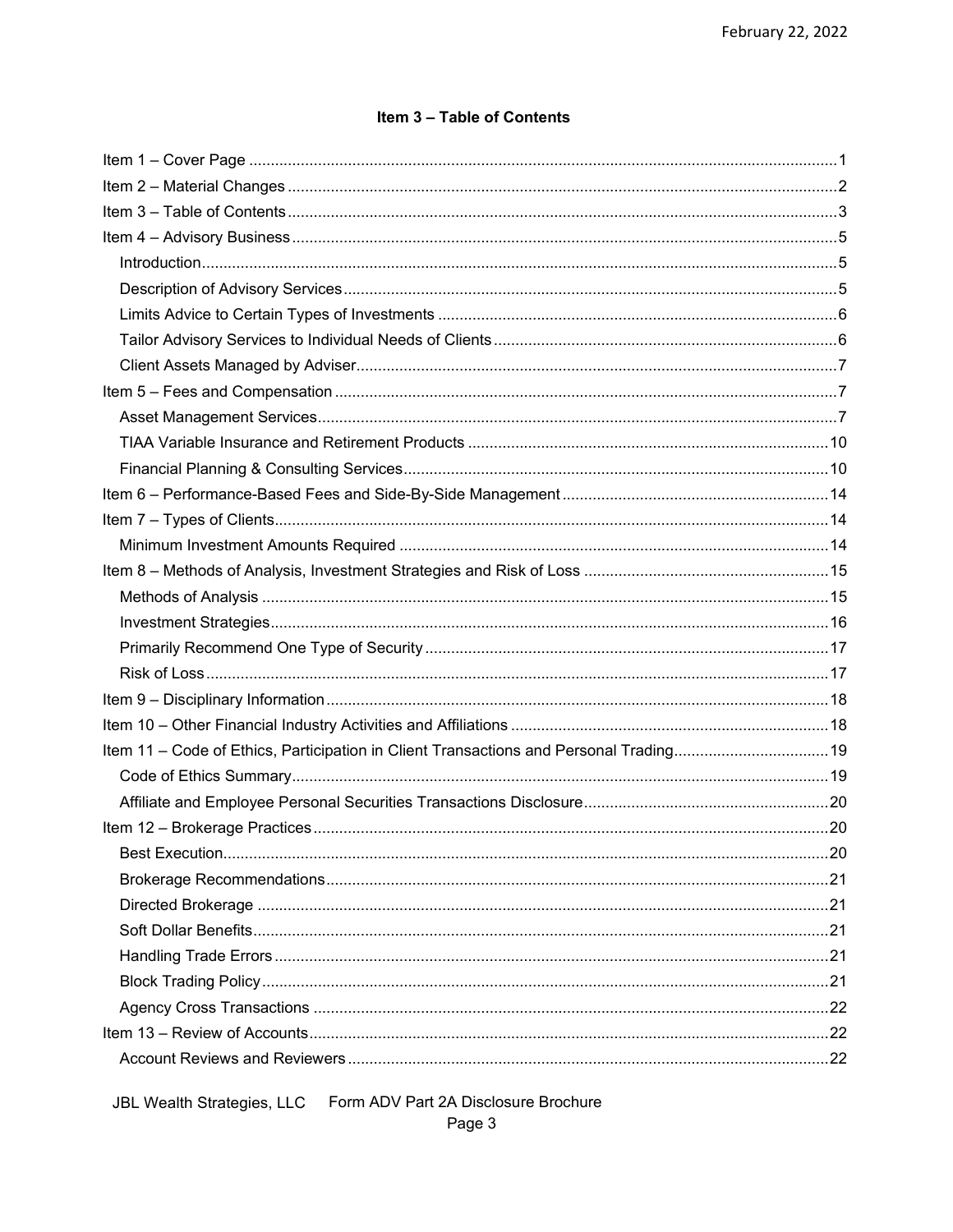### Item 3 – Table of Contents

Item 1 – Cover Page ........................................................................................................................ 1

Item 2 – Material Changes ............................................................................................................... 2

Item 3 – Table of Contents ............................................................................................................... 3

Item 4 – Advisory Business .............................................................................................................. 5

- Introduction ................................................................................................................................. 5
- Description of Advisory Services ................................................................................................. 5
- Limits Advice to Certain Types of Investments ............................................................................ 6
- Tailor Advisory Services to Individual Needs of Clients ............................................................... 6
- Client Assets Managed by Adviser ............................................................................................... 7

Item 5 – Fees and Compensation .................................................................................................... 7

- Asset Management Services ........................................................................................................ 7
- TIAA Variable Insurance and Retirement Products .................................................................... 10
- Financial Planning & Consulting Services .................................................................................. 10

Item 6 – Performance-Based Fees and Side-By-Side Management .............................................. 14

Item 7 – Types of Clients ................................................................................................................ 14

- Minimum Investment Amounts Required .................................................................................... 14

Item 8 – Methods of Analysis, Investment Strategies and Risk of Loss .......................................... 15

- Methods of Analysis ................................................................................................................... 15
- Investment Strategies ................................................................................................................. 16
- Primarily Recommend One Type of Security ............................................................................. 17
- Risk of Loss ................................................................................................................................ 17

Item 9 – Disciplinary Information .................................................................................................... 18

Item 10 – Other Financial Industry Activities and Affiliations .......................................................... 18

Item 11 – Code of Ethics, Participation in Client Transactions and Personal Trading .................... 19

- Code of Ethics Summary ............................................................................................................ 19
- Affiliate and Employee Personal Securities Transactions Disclosure ......................................... 20

Item 12 – Brokerage Practices ....................................................................................................... 20

- Best Execution ............................................................................................................................ 20
- Brokerage Recommendations ..................................................................................................... 21
- Directed Brokerage .................................................................................................................... 21
- Soft Dollar Benefits ..................................................................................................................... 21
- Handling Trade Errors ................................................................................................................ 21
- Block Trading Policy ................................................................................................................... 21
- Agency Cross Transactions ....................................................................................................... 22

Item 13 – Review of Accounts ........................................................................................................ 22

- Account Reviews and Reviewers ............................................................................................... 22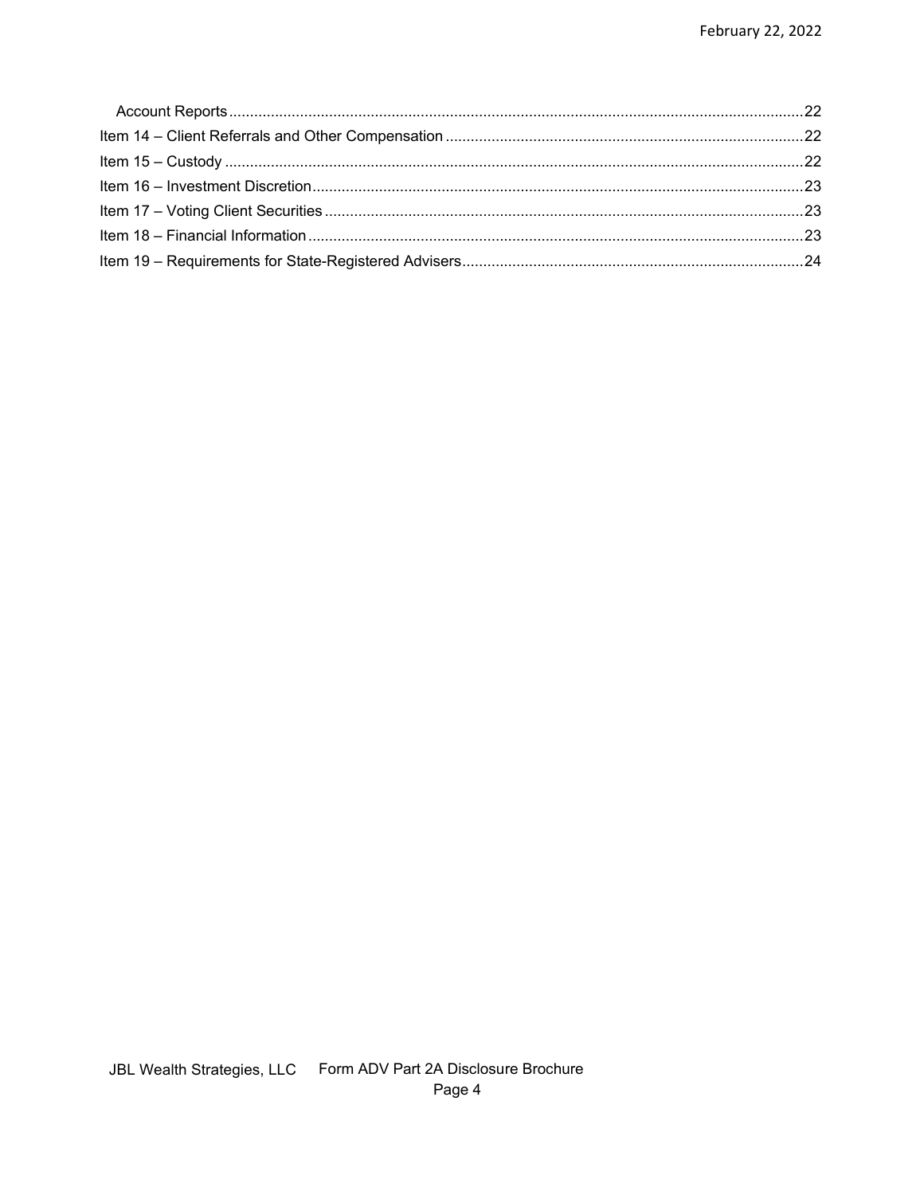Account Reports ......................................................................................................................................22
Item 14 – Client Referrals and Other Compensation ....................................................................................22
Item 15 – Custody ..........................................................................................................................................22
Item 16 – Investment Discretion.....................................................................................................................23
Item 17 – Voting Client Securities ..................................................................................................................23
Item 18 – Financial Information ......................................................................................................................23
Item 19 – Requirements for State-Registered Advisers..................................................................................24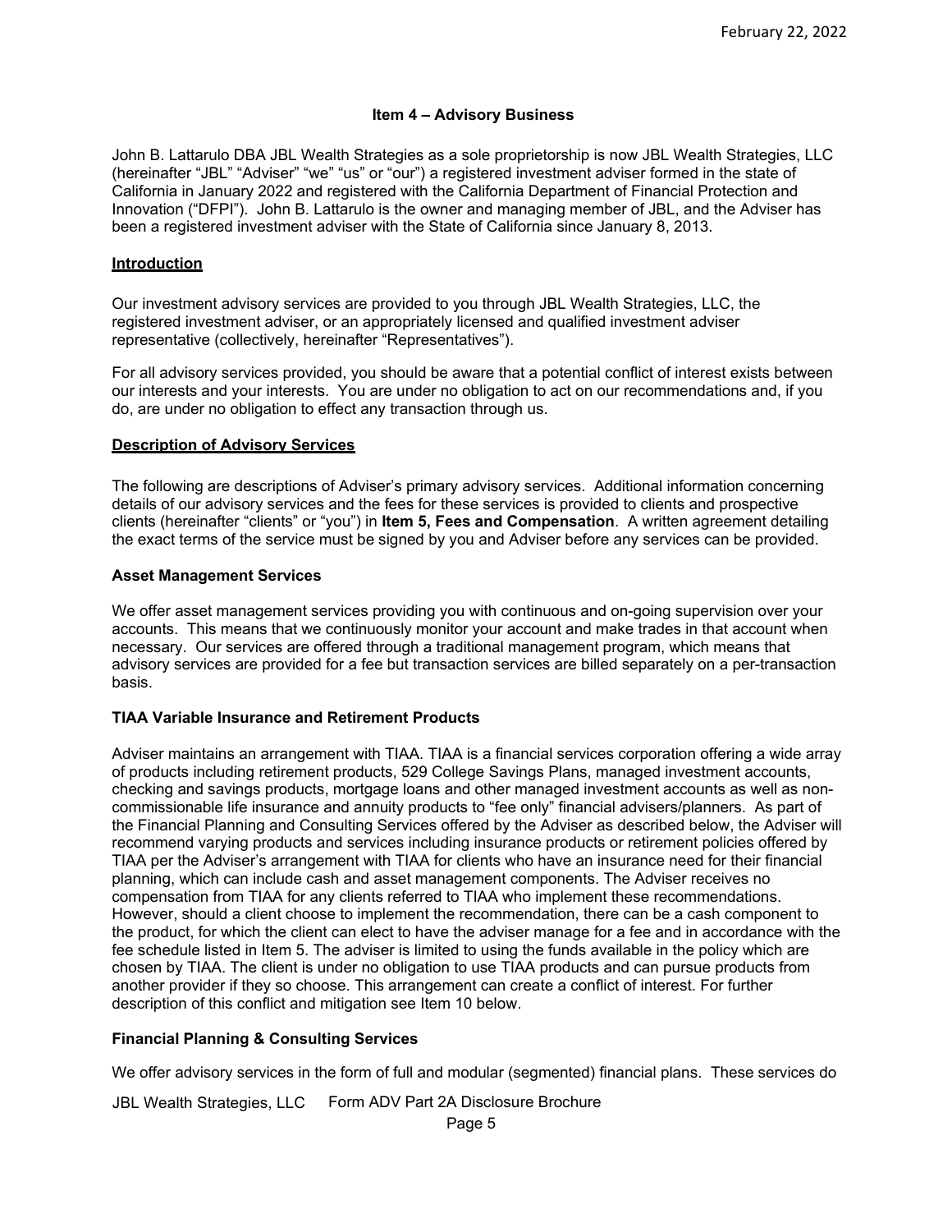## Item 4 – Advisory Business

John B. Lattarulo DBA JBL Wealth Strategies as a sole proprietorship is now JBL Wealth Strategies, LLC (hereinafter "JBL" "Adviser" "we" "us" or "our") a registered investment adviser formed in the state of California in January 2022 and registered with the California Department of Financial Protection and Innovation ("DFPI"). John B. Lattarulo is the owner and managing member of JBL, and the Adviser has been a registered investment adviser with the State of California since January 8, 2013.

### Introduction

Our investment advisory services are provided to you through JBL Wealth Strategies, LLC, the registered investment adviser, or an appropriately licensed and qualified investment adviser representative (collectively, hereinafter "Representatives").

For all advisory services provided, you should be aware that a potential conflict of interest exists between our interests and your interests. You are under no obligation to act on our recommendations and, if you do, are under no obligation to effect any transaction through us.

### Description of Advisory Services

The following are descriptions of Adviser's primary advisory services. Additional information concerning details of our advisory services and the fees for these services is provided to clients and prospective clients (hereinafter "clients" or "you") in **Item 5, Fees and Compensation**. A written agreement detailing the exact terms of the service must be signed by you and Adviser before any services can be provided.

#### Asset Management Services

We offer asset management services providing you with continuous and on-going supervision over your accounts. This means that we continuously monitor your account and make trades in that account when necessary. Our services are offered through a traditional management program, which means that advisory services are provided for a fee but transaction services are billed separately on a per-transaction basis.

#### TIAA Variable Insurance and Retirement Products

Adviser maintains an arrangement with TIAA. TIAA is a financial services corporation offering a wide array of products including retirement products, 529 College Savings Plans, managed investment accounts, checking and savings products, mortgage loans and other managed investment accounts as well as non-commissionable life insurance and annuity products to "fee only" financial advisers/planners. As part of the Financial Planning and Consulting Services offered by the Adviser as described below, the Adviser will recommend varying products and services including insurance products or retirement policies offered by TIAA per the Adviser's arrangement with TIAA for clients who have an insurance need for their financial planning, which can include cash and asset management components. The Adviser receives no compensation from TIAA for any clients referred to TIAA who implement these recommendations. However, should a client choose to implement the recommendation, there can be a cash component to the product, for which the client can elect to have the adviser manage for a fee and in accordance with the fee schedule listed in Item 5. The adviser is limited to using the funds available in the policy which are chosen by TIAA. The client is under no obligation to use TIAA products and can pursue products from another provider if they so choose. This arrangement can create a conflict of interest. For further description of this conflict and mitigation see Item 10 below.

#### Financial Planning & Consulting Services

We offer advisory services in the form of full and modular (segmented) financial plans. These services do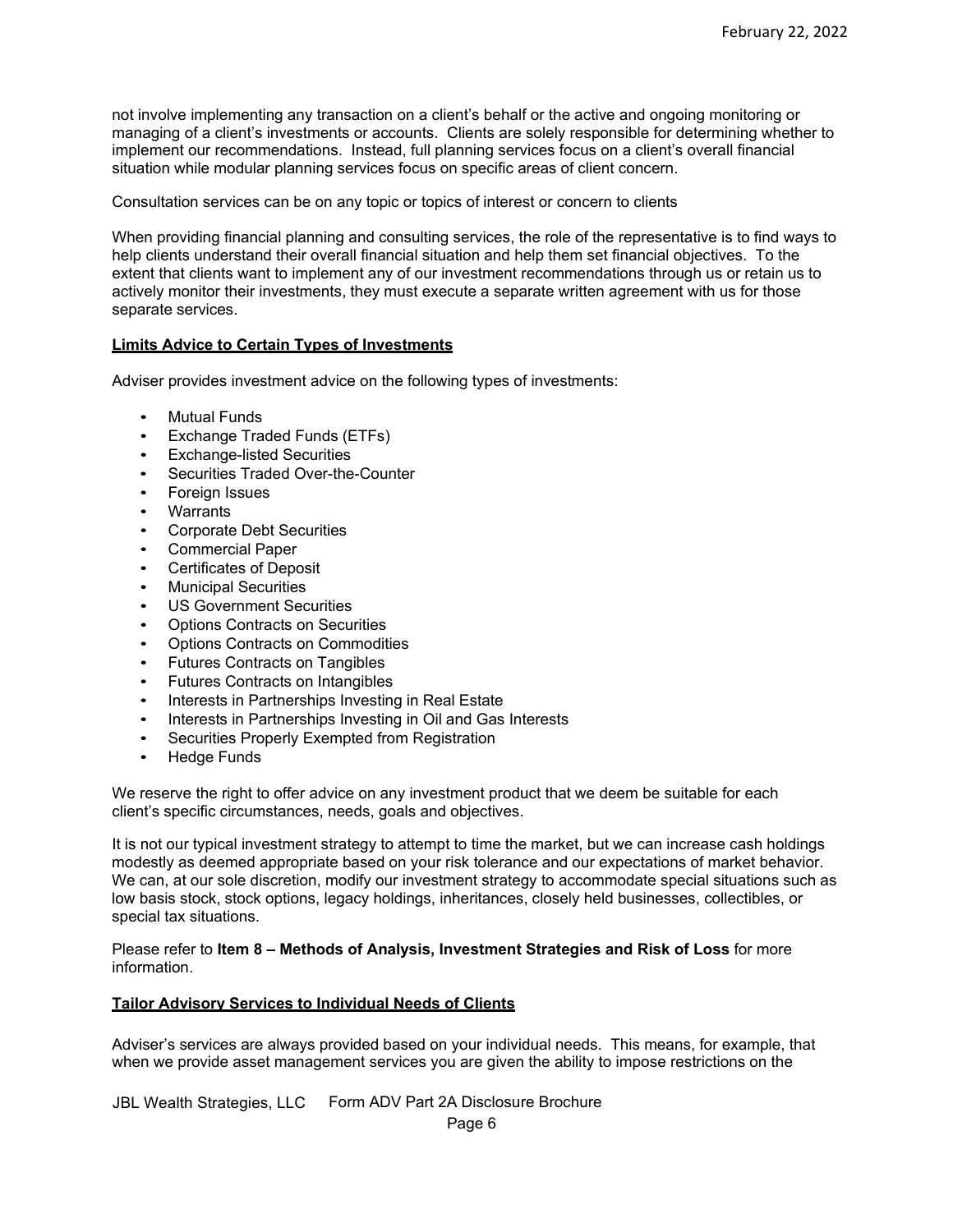not involve implementing any transaction on a client's behalf or the active and ongoing monitoring or managing of a client's investments or accounts. Clients are solely responsible for determining whether to implement our recommendations. Instead, full planning services focus on a client's overall financial situation while modular planning services focus on specific areas of client concern.

Consultation services can be on any topic or topics of interest or concern to clients

When providing financial planning and consulting services, the role of the representative is to find ways to help clients understand their overall financial situation and help them set financial objectives. To the extent that clients want to implement any of our investment recommendations through us or retain us to actively monitor their investments, they must execute a separate written agreement with us for those separate services.

**Limits Advice to Certain Types of Investments**

Adviser provides investment advice on the following types of investments:

- Mutual Funds
- Exchange Traded Funds (ETFs)
- Exchange-listed Securities
- Securities Traded Over-the-Counter
- Foreign Issues
- Warrants
- Corporate Debt Securities
- Commercial Paper
- Certificates of Deposit
- Municipal Securities
- US Government Securities
- Options Contracts on Securities
- Options Contracts on Commodities
- Futures Contracts on Tangibles
- Futures Contracts on Intangibles
- Interests in Partnerships Investing in Real Estate
- Interests in Partnerships Investing in Oil and Gas Interests
- Securities Properly Exempted from Registration
- Hedge Funds

We reserve the right to offer advice on any investment product that we deem be suitable for each client's specific circumstances, needs, goals and objectives.

It is not our typical investment strategy to attempt to time the market, but we can increase cash holdings modestly as deemed appropriate based on your risk tolerance and our expectations of market behavior. We can, at our sole discretion, modify our investment strategy to accommodate special situations such as low basis stock, stock options, legacy holdings, inheritances, closely held businesses, collectibles, or special tax situations.

Please refer to **Item 8 – Methods of Analysis, Investment Strategies and Risk of Loss** for more information.

**Tailor Advisory Services to Individual Needs of Clients**

Adviser's services are always provided based on your individual needs. This means, for example, that when we provide asset management services you are given the ability to impose restrictions on the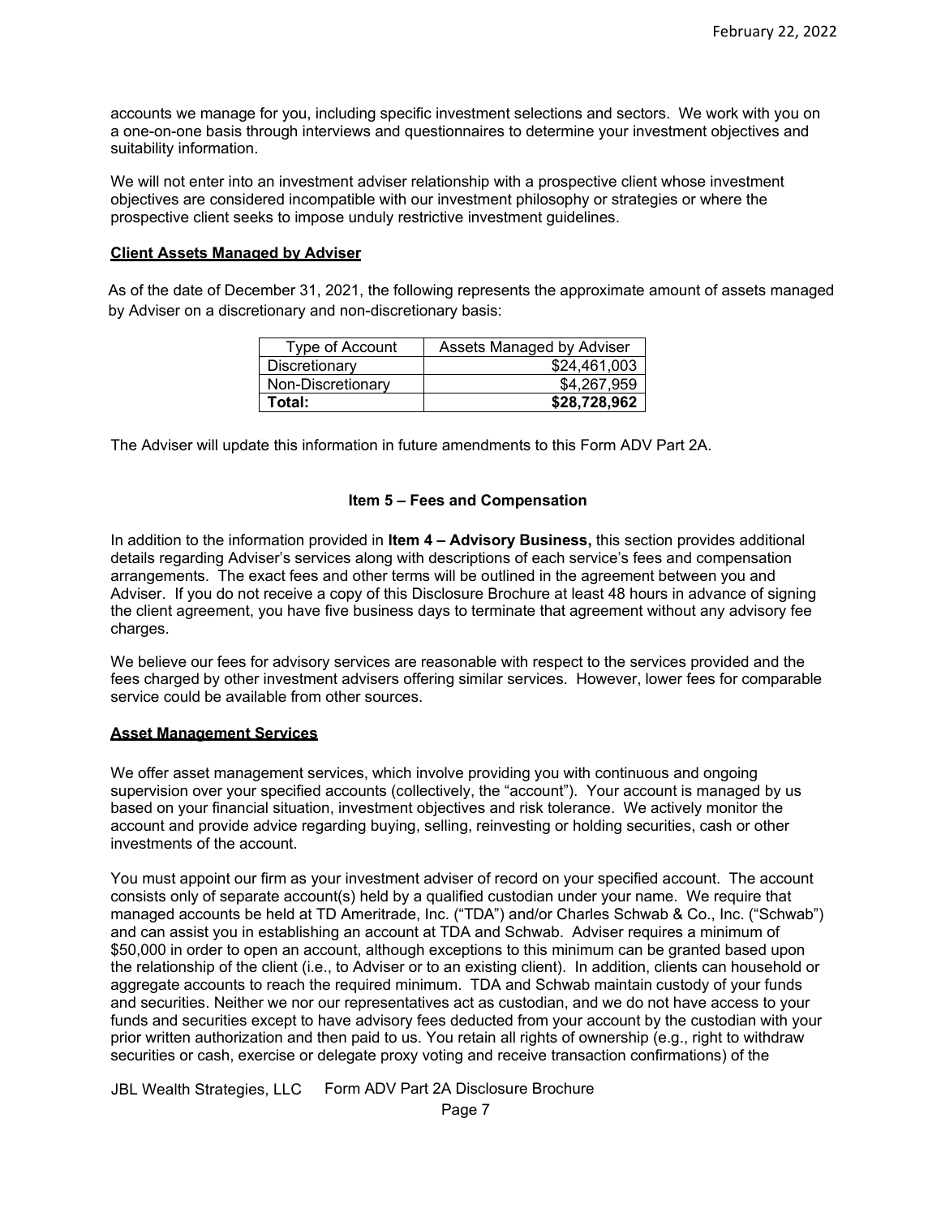accounts we manage for you, including specific investment selections and sectors. We work with you on a one-on-one basis through interviews and questionnaires to determine your investment objectives and suitability information.

We will not enter into an investment adviser relationship with a prospective client whose investment objectives are considered incompatible with our investment philosophy or strategies or where the prospective client seeks to impose unduly restrictive investment guidelines.

**Client Assets Managed by Adviser**

As of the date of December 31, 2021, the following represents the approximate amount of assets managed by Adviser on a discretionary and non-discretionary basis:

| Type of Account | Assets Managed by Adviser |
|---|---:|
| Discretionary | $24,461,003 |
| Non-Discretionary | $4,267,959 |
| **Total:** | **$28,728,962** |

The Adviser will update this information in future amendments to this Form ADV Part 2A.

## Item 5 – Fees and Compensation

In addition to the information provided in **Item 4 – Advisory Business,** this section provides additional details regarding Adviser's services along with descriptions of each service's fees and compensation arrangements. The exact fees and other terms will be outlined in the agreement between you and Adviser. If you do not receive a copy of this Disclosure Brochure at least 48 hours in advance of signing the client agreement, you have five business days to terminate that agreement without any advisory fee charges.

We believe our fees for advisory services are reasonable with respect to the services provided and the fees charged by other investment advisers offering similar services. However, lower fees for comparable service could be available from other sources.

**Asset Management Services**

We offer asset management services, which involve providing you with continuous and ongoing supervision over your specified accounts (collectively, the "account"). Your account is managed by us based on your financial situation, investment objectives and risk tolerance. We actively monitor the account and provide advice regarding buying, selling, reinvesting or holding securities, cash or other investments of the account.

You must appoint our firm as your investment adviser of record on your specified account. The account consists only of separate account(s) held by a qualified custodian under your name. We require that managed accounts be held at TD Ameritrade, Inc. ("TDA") and/or Charles Schwab & Co., Inc. ("Schwab") and can assist you in establishing an account at TDA and Schwab. Adviser requires a minimum of $50,000 in order to open an account, although exceptions to this minimum can be granted based upon the relationship of the client (i.e., to Adviser or to an existing client). In addition, clients can household or aggregate accounts to reach the required minimum. TDA and Schwab maintain custody of your funds and securities. Neither we nor our representatives act as custodian, and we do not have access to your funds and securities except to have advisory fees deducted from your account by the custodian with your prior written authorization and then paid to us. You retain all rights of ownership (e.g., right to withdraw securities or cash, exercise or delegate proxy voting and receive transaction confirmations) of the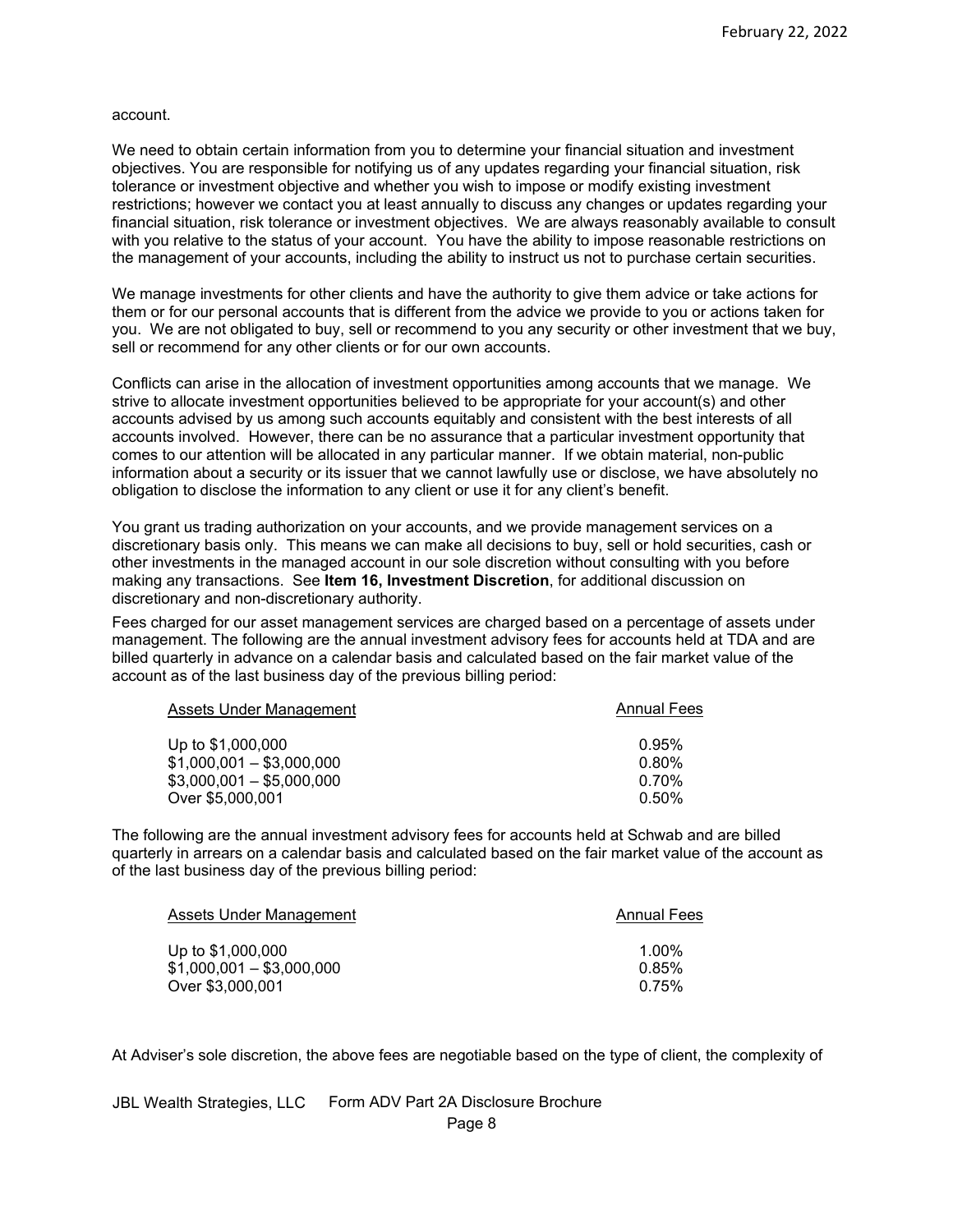account.

We need to obtain certain information from you to determine your financial situation and investment objectives. You are responsible for notifying us of any updates regarding your financial situation, risk tolerance or investment objective and whether you wish to impose or modify existing investment restrictions; however we contact you at least annually to discuss any changes or updates regarding your financial situation, risk tolerance or investment objectives. We are always reasonably available to consult with you relative to the status of your account. You have the ability to impose reasonable restrictions on the management of your accounts, including the ability to instruct us not to purchase certain securities.

We manage investments for other clients and have the authority to give them advice or take actions for them or for our personal accounts that is different from the advice we provide to you or actions taken for you. We are not obligated to buy, sell or recommend to you any security or other investment that we buy, sell or recommend for any other clients or for our own accounts.

Conflicts can arise in the allocation of investment opportunities among accounts that we manage. We strive to allocate investment opportunities believed to be appropriate for your account(s) and other accounts advised by us among such accounts equitably and consistent with the best interests of all accounts involved. However, there can be no assurance that a particular investment opportunity that comes to our attention will be allocated in any particular manner. If we obtain material, non-public information about a security or its issuer that we cannot lawfully use or disclose, we have absolutely no obligation to disclose the information to any client or use it for any client's benefit.

You grant us trading authorization on your accounts, and we provide management services on a discretionary basis only. This means we can make all decisions to buy, sell or hold securities, cash or other investments in the managed account in our sole discretion without consulting with you before making any transactions. See **Item 16, Investment Discretion**, for additional discussion on discretionary and non-discretionary authority.

Fees charged for our asset management services are charged based on a percentage of assets under management. The following are the annual investment advisory fees for accounts held at TDA and are billed quarterly in advance on a calendar basis and calculated based on the fair market value of the account as of the last business day of the previous billing period:

| Assets Under Management | Annual Fees |
|---|---|
| Up to $1,000,000 | 0.95% |
| $1,000,001 – $3,000,000 | 0.80% |
| $3,000,001 – $5,000,000 | 0.70% |
| Over $5,000,001 | 0.50% |

The following are the annual investment advisory fees for accounts held at Schwab and are billed quarterly in arrears on a calendar basis and calculated based on the fair market value of the account as of the last business day of the previous billing period:

| Assets Under Management | Annual Fees |
|---|---|
| Up to $1,000,000 | 1.00% |
| $1,000,001 – $3,000,000 | 0.85% |
| Over $3,000,001 | 0.75% |

At Adviser's sole discretion, the above fees are negotiable based on the type of client, the complexity of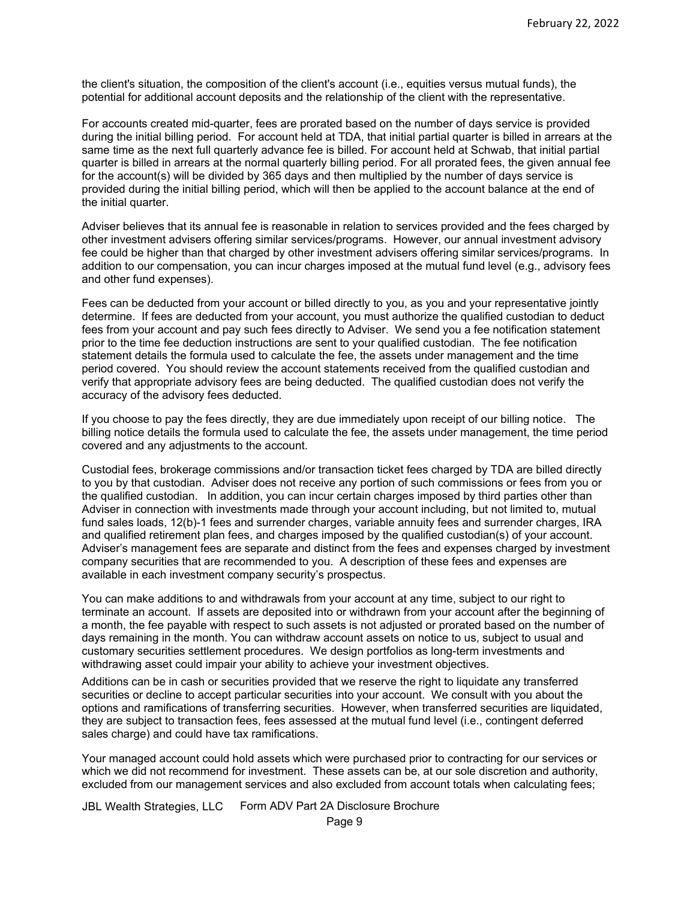the client's situation, the composition of the client's account (i.e., equities versus mutual funds), the potential for additional account deposits and the relationship of the client with the representative.

For accounts created mid-quarter, fees are prorated based on the number of days service is provided during the initial billing period. For account held at TDA, that initial partial quarter is billed in arrears at the same time as the next full quarterly advance fee is billed. For account held at Schwab, that initial partial quarter is billed in arrears at the normal quarterly billing period. For all prorated fees, the given annual fee for the account(s) will be divided by 365 days and then multiplied by the number of days service is provided during the initial billing period, which will then be applied to the account balance at the end of the initial quarter.

Adviser believes that its annual fee is reasonable in relation to services provided and the fees charged by other investment advisers offering similar services/programs. However, our annual investment advisory fee could be higher than that charged by other investment advisers offering similar services/programs. In addition to our compensation, you can incur charges imposed at the mutual fund level (e.g., advisory fees and other fund expenses).

Fees can be deducted from your account or billed directly to you, as you and your representative jointly determine. If fees are deducted from your account, you must authorize the qualified custodian to deduct fees from your account and pay such fees directly to Adviser. We send you a fee notification statement prior to the time fee deduction instructions are sent to your qualified custodian. The fee notification statement details the formula used to calculate the fee, the assets under management and the time period covered. You should review the account statements received from the qualified custodian and verify that appropriate advisory fees are being deducted. The qualified custodian does not verify the accuracy of the advisory fees deducted.

If you choose to pay the fees directly, they are due immediately upon receipt of our billing notice. The billing notice details the formula used to calculate the fee, the assets under management, the time period covered and any adjustments to the account.

Custodial fees, brokerage commissions and/or transaction ticket fees charged by TDA are billed directly to you by that custodian. Adviser does not receive any portion of such commissions or fees from you or the qualified custodian. In addition, you can incur certain charges imposed by third parties other than Adviser in connection with investments made through your account including, but not limited to, mutual fund sales loads, 12(b)-1 fees and surrender charges, variable annuity fees and surrender charges, IRA and qualified retirement plan fees, and charges imposed by the qualified custodian(s) of your account. Adviser's management fees are separate and distinct from the fees and expenses charged by investment company securities that are recommended to you. A description of these fees and expenses are available in each investment company security's prospectus.

You can make additions to and withdrawals from your account at any time, subject to our right to terminate an account. If assets are deposited into or withdrawn from your account after the beginning of a month, the fee payable with respect to such assets is not adjusted or prorated based on the number of days remaining in the month. You can withdraw account assets on notice to us, subject to usual and customary securities settlement procedures. We design portfolios as long-term investments and withdrawing asset could impair your ability to achieve your investment objectives.

Additions can be in cash or securities provided that we reserve the right to liquidate any transferred securities or decline to accept particular securities into your account. We consult with you about the options and ramifications of transferring securities. However, when transferred securities are liquidated, they are subject to transaction fees, fees assessed at the mutual fund level (i.e., contingent deferred sales charge) and could have tax ramifications.

Your managed account could hold assets which were purchased prior to contracting for our services or which we did not recommend for investment. These assets can be, at our sole discretion and authority, excluded from our management services and also excluded from account totals when calculating fees;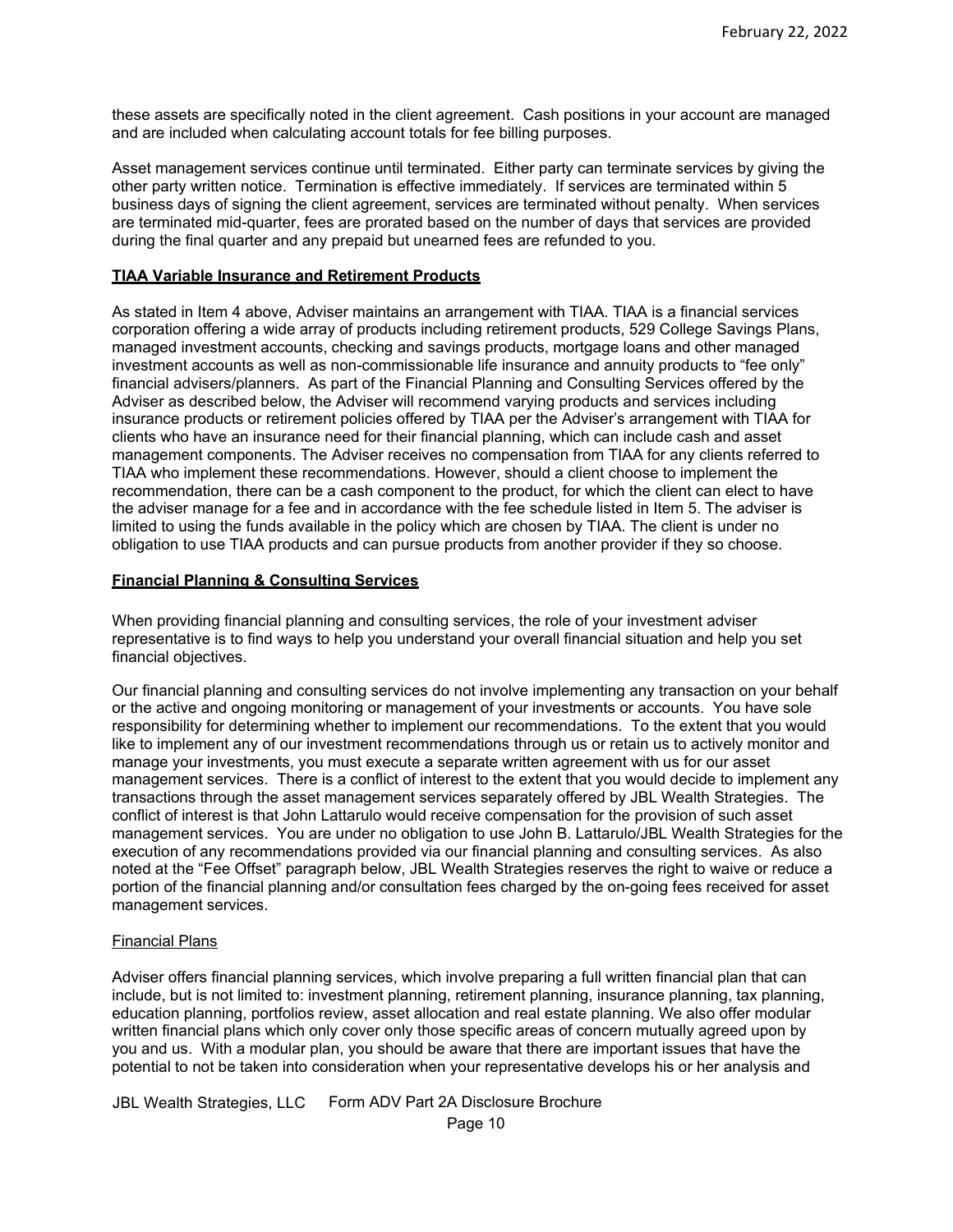these assets are specifically noted in the client agreement. Cash positions in your account are managed and are included when calculating account totals for fee billing purposes.

Asset management services continue until terminated. Either party can terminate services by giving the other party written notice. Termination is effective immediately. If services are terminated within 5 business days of signing the client agreement, services are terminated without penalty. When services are terminated mid-quarter, fees are prorated based on the number of days that services are provided during the final quarter and any prepaid but unearned fees are refunded to you.

**TIAA Variable Insurance and Retirement Products**

As stated in Item 4 above, Adviser maintains an arrangement with TIAA. TIAA is a financial services corporation offering a wide array of products including retirement products, 529 College Savings Plans, managed investment accounts, checking and savings products, mortgage loans and other managed investment accounts as well as non-commissionable life insurance and annuity products to "fee only" financial advisers/planners. As part of the Financial Planning and Consulting Services offered by the Adviser as described below, the Adviser will recommend varying products and services including insurance products or retirement policies offered by TIAA per the Adviser's arrangement with TIAA for clients who have an insurance need for their financial planning, which can include cash and asset management components. The Adviser receives no compensation from TIAA for any clients referred to TIAA who implement these recommendations. However, should a client choose to implement the recommendation, there can be a cash component to the product, for which the client can elect to have the adviser manage for a fee and in accordance with the fee schedule listed in Item 5. The adviser is limited to using the funds available in the policy which are chosen by TIAA. The client is under no obligation to use TIAA products and can pursue products from another provider if they so choose.

**Financial Planning & Consulting Services**

When providing financial planning and consulting services, the role of your investment adviser representative is to find ways to help you understand your overall financial situation and help you set financial objectives.

Our financial planning and consulting services do not involve implementing any transaction on your behalf or the active and ongoing monitoring or management of your investments or accounts. You have sole responsibility for determining whether to implement our recommendations. To the extent that you would like to implement any of our investment recommendations through us or retain us to actively monitor and manage your investments, you must execute a separate written agreement with us for our asset management services. There is a conflict of interest to the extent that you would decide to implement any transactions through the asset management services separately offered by JBL Wealth Strategies. The conflict of interest is that John Lattarulo would receive compensation for the provision of such asset management services. You are under no obligation to use John B. Lattarulo/JBL Wealth Strategies for the execution of any recommendations provided via our financial planning and consulting services. As also noted at the "Fee Offset" paragraph below, JBL Wealth Strategies reserves the right to waive or reduce a portion of the financial planning and/or consultation fees charged by the on-going fees received for asset management services.

Financial Plans

Adviser offers financial planning services, which involve preparing a full written financial plan that can include, but is not limited to: investment planning, retirement planning, insurance planning, tax planning, education planning, portfolios review, asset allocation and real estate planning. We also offer modular written financial plans which only cover only those specific areas of concern mutually agreed upon by you and us. With a modular plan, you should be aware that there are important issues that have the potential to not be taken into consideration when your representative develops his or her analysis and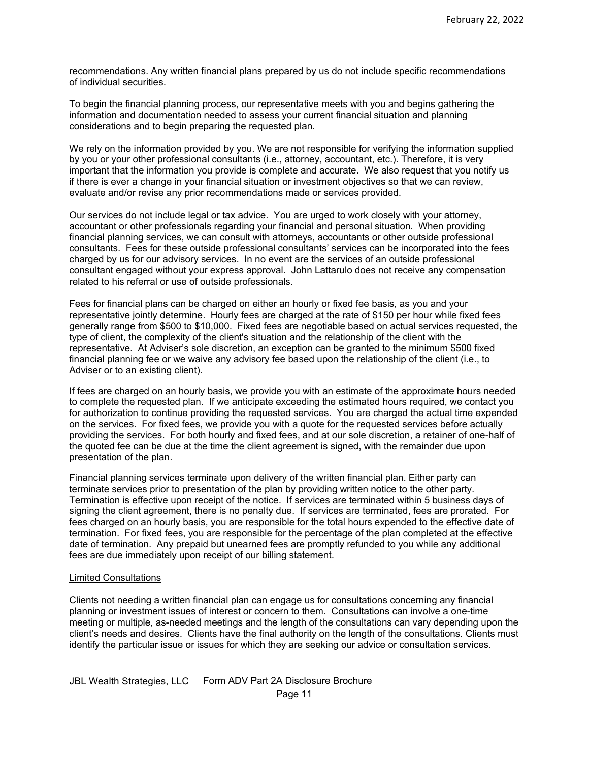recommendations. Any written financial plans prepared by us do not include specific recommendations of individual securities.

To begin the financial planning process, our representative meets with you and begins gathering the information and documentation needed to assess your current financial situation and planning considerations and to begin preparing the requested plan.

We rely on the information provided by you. We are not responsible for verifying the information supplied by you or your other professional consultants (i.e., attorney, accountant, etc.). Therefore, it is very important that the information you provide is complete and accurate. We also request that you notify us if there is ever a change in your financial situation or investment objectives so that we can review, evaluate and/or revise any prior recommendations made or services provided.

Our services do not include legal or tax advice. You are urged to work closely with your attorney, accountant or other professionals regarding your financial and personal situation. When providing financial planning services, we can consult with attorneys, accountants or other outside professional consultants. Fees for these outside professional consultants' services can be incorporated into the fees charged by us for our advisory services. In no event are the services of an outside professional consultant engaged without your express approval. John Lattarulo does not receive any compensation related to his referral or use of outside professionals.

Fees for financial plans can be charged on either an hourly or fixed fee basis, as you and your representative jointly determine. Hourly fees are charged at the rate of $150 per hour while fixed fees generally range from $500 to $10,000. Fixed fees are negotiable based on actual services requested, the type of client, the complexity of the client's situation and the relationship of the client with the representative. At Adviser's sole discretion, an exception can be granted to the minimum $500 fixed financial planning fee or we waive any advisory fee based upon the relationship of the client (i.e., to Adviser or to an existing client).

If fees are charged on an hourly basis, we provide you with an estimate of the approximate hours needed to complete the requested plan. If we anticipate exceeding the estimated hours required, we contact you for authorization to continue providing the requested services. You are charged the actual time expended on the services. For fixed fees, we provide you with a quote for the requested services before actually providing the services. For both hourly and fixed fees, and at our sole discretion, a retainer of one-half of the quoted fee can be due at the time the client agreement is signed, with the remainder due upon presentation of the plan.

Financial planning services terminate upon delivery of the written financial plan. Either party can terminate services prior to presentation of the plan by providing written notice to the other party. Termination is effective upon receipt of the notice. If services are terminated within 5 business days of signing the client agreement, there is no penalty due. If services are terminated, fees are prorated. For fees charged on an hourly basis, you are responsible for the total hours expended to the effective date of termination. For fixed fees, you are responsible for the percentage of the plan completed at the effective date of termination. Any prepaid but unearned fees are promptly refunded to you while any additional fees are due immediately upon receipt of our billing statement.

## Limited Consultations

Clients not needing a written financial plan can engage us for consultations concerning any financial planning or investment issues of interest or concern to them. Consultations can involve a one-time meeting or multiple, as-needed meetings and the length of the consultations can vary depending upon the client's needs and desires. Clients have the final authority on the length of the consultations. Clients must identify the particular issue or issues for which they are seeking our advice or consultation services.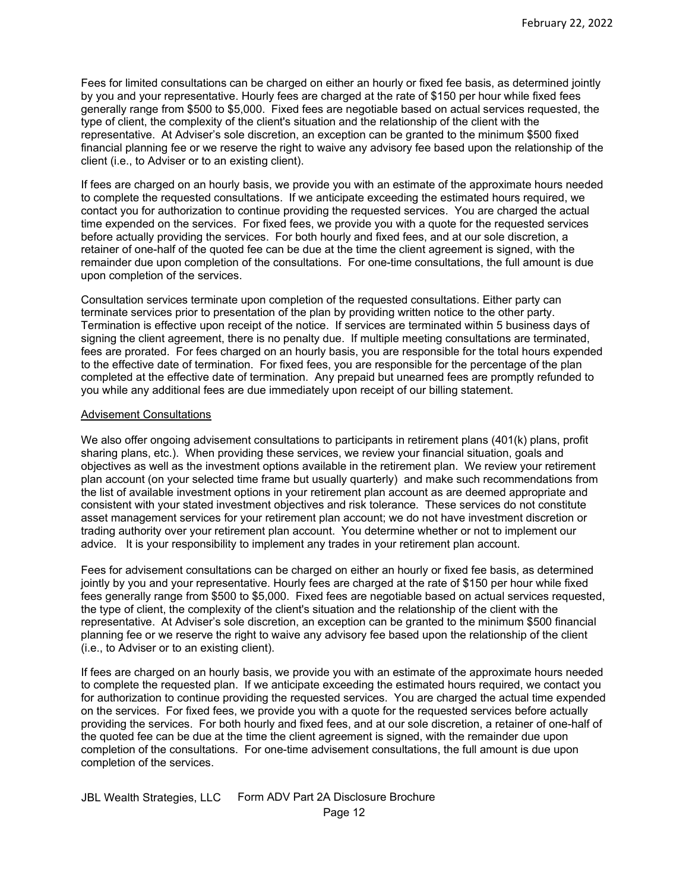Fees for limited consultations can be charged on either an hourly or fixed fee basis, as determined jointly by you and your representative. Hourly fees are charged at the rate of $150 per hour while fixed fees generally range from $500 to $5,000. Fixed fees are negotiable based on actual services requested, the type of client, the complexity of the client's situation and the relationship of the client with the representative. At Adviser's sole discretion, an exception can be granted to the minimum $500 fixed financial planning fee or we reserve the right to waive any advisory fee based upon the relationship of the client (i.e., to Adviser or to an existing client).

If fees are charged on an hourly basis, we provide you with an estimate of the approximate hours needed to complete the requested consultations. If we anticipate exceeding the estimated hours required, we contact you for authorization to continue providing the requested services. You are charged the actual time expended on the services. For fixed fees, we provide you with a quote for the requested services before actually providing the services. For both hourly and fixed fees, and at our sole discretion, a retainer of one-half of the quoted fee can be due at the time the client agreement is signed, with the remainder due upon completion of the consultations. For one-time consultations, the full amount is due upon completion of the services.

Consultation services terminate upon completion of the requested consultations. Either party can terminate services prior to presentation of the plan by providing written notice to the other party. Termination is effective upon receipt of the notice. If services are terminated within 5 business days of signing the client agreement, there is no penalty due. If multiple meeting consultations are terminated, fees are prorated. For fees charged on an hourly basis, you are responsible for the total hours expended to the effective date of termination. For fixed fees, you are responsible for the percentage of the plan completed at the effective date of termination. Any prepaid but unearned fees are promptly refunded to you while any additional fees are due immediately upon receipt of our billing statement.

Advisement Consultations

We also offer ongoing advisement consultations to participants in retirement plans (401(k) plans, profit sharing plans, etc.). When providing these services, we review your financial situation, goals and objectives as well as the investment options available in the retirement plan. We review your retirement plan account (on your selected time frame but usually quarterly) and make such recommendations from the list of available investment options in your retirement plan account as are deemed appropriate and consistent with your stated investment objectives and risk tolerance. These services do not constitute asset management services for your retirement plan account; we do not have investment discretion or trading authority over your retirement plan account. You determine whether or not to implement our advice. It is your responsibility to implement any trades in your retirement plan account.

Fees for advisement consultations can be charged on either an hourly or fixed fee basis, as determined jointly by you and your representative. Hourly fees are charged at the rate of $150 per hour while fixed fees generally range from $500 to $5,000. Fixed fees are negotiable based on actual services requested, the type of client, the complexity of the client's situation and the relationship of the client with the representative. At Adviser's sole discretion, an exception can be granted to the minimum $500 financial planning fee or we reserve the right to waive any advisory fee based upon the relationship of the client (i.e., to Adviser or to an existing client).

If fees are charged on an hourly basis, we provide you with an estimate of the approximate hours needed to complete the requested plan. If we anticipate exceeding the estimated hours required, we contact you for authorization to continue providing the requested services. You are charged the actual time expended on the services. For fixed fees, we provide you with a quote for the requested services before actually providing the services. For both hourly and fixed fees, and at our sole discretion, a retainer of one-half of the quoted fee can be due at the time the client agreement is signed, with the remainder due upon completion of the consultations. For one-time advisement consultations, the full amount is due upon completion of the services.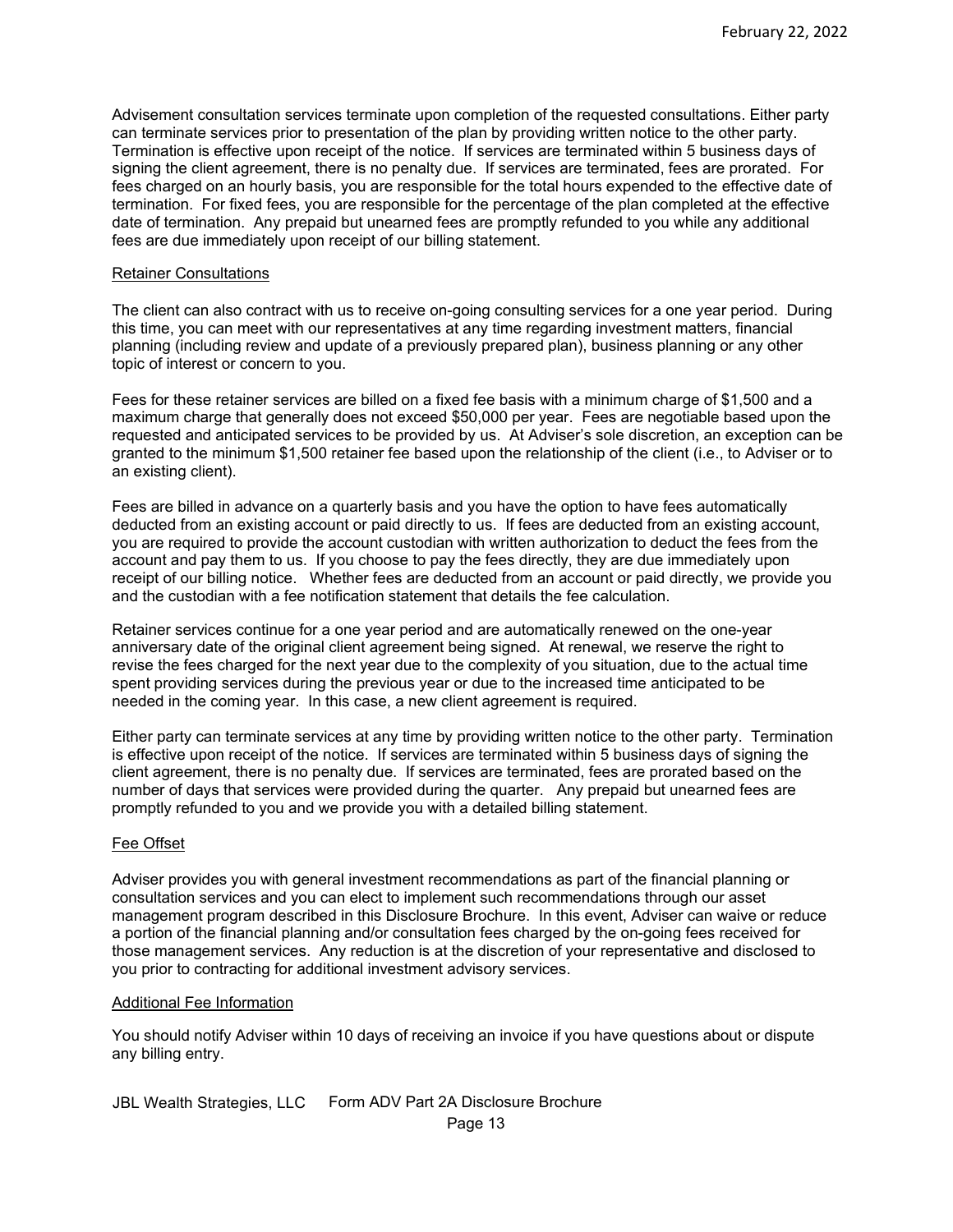Advisement consultation services terminate upon completion of the requested consultations. Either party can terminate services prior to presentation of the plan by providing written notice to the other party. Termination is effective upon receipt of the notice. If services are terminated within 5 business days of signing the client agreement, there is no penalty due. If services are terminated, fees are prorated. For fees charged on an hourly basis, you are responsible for the total hours expended to the effective date of termination. For fixed fees, you are responsible for the percentage of the plan completed at the effective date of termination. Any prepaid but unearned fees are promptly refunded to you while any additional fees are due immediately upon receipt of our billing statement.

### Retainer Consultations

The client can also contract with us to receive on-going consulting services for a one year period. During this time, you can meet with our representatives at any time regarding investment matters, financial planning (including review and update of a previously prepared plan), business planning or any other topic of interest or concern to you.

Fees for these retainer services are billed on a fixed fee basis with a minimum charge of $1,500 and a maximum charge that generally does not exceed $50,000 per year. Fees are negotiable based upon the requested and anticipated services to be provided by us. At Adviser's sole discretion, an exception can be granted to the minimum $1,500 retainer fee based upon the relationship of the client (i.e., to Adviser or to an existing client).

Fees are billed in advance on a quarterly basis and you have the option to have fees automatically deducted from an existing account or paid directly to us. If fees are deducted from an existing account, you are required to provide the account custodian with written authorization to deduct the fees from the account and pay them to us. If you choose to pay the fees directly, they are due immediately upon receipt of our billing notice. Whether fees are deducted from an account or paid directly, we provide you and the custodian with a fee notification statement that details the fee calculation.

Retainer services continue for a one year period and are automatically renewed on the one-year anniversary date of the original client agreement being signed. At renewal, we reserve the right to revise the fees charged for the next year due to the complexity of you situation, due to the actual time spent providing services during the previous year or due to the increased time anticipated to be needed in the coming year. In this case, a new client agreement is required.

Either party can terminate services at any time by providing written notice to the other party. Termination is effective upon receipt of the notice. If services are terminated within 5 business days of signing the client agreement, there is no penalty due. If services are terminated, fees are prorated based on the number of days that services were provided during the quarter. Any prepaid but unearned fees are promptly refunded to you and we provide you with a detailed billing statement.

### Fee Offset

Adviser provides you with general investment recommendations as part of the financial planning or consultation services and you can elect to implement such recommendations through our asset management program described in this Disclosure Brochure. In this event, Adviser can waive or reduce a portion of the financial planning and/or consultation fees charged by the on-going fees received for those management services. Any reduction is at the discretion of your representative and disclosed to you prior to contracting for additional investment advisory services.

### Additional Fee Information

You should notify Adviser within 10 days of receiving an invoice if you have questions about or dispute any billing entry.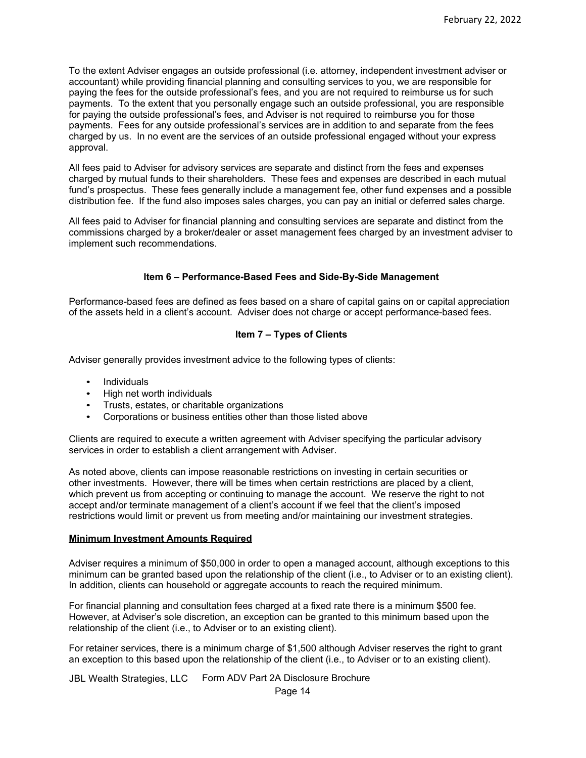To the extent Adviser engages an outside professional (i.e. attorney, independent investment adviser or accountant) while providing financial planning and consulting services to you, we are responsible for paying the fees for the outside professional's fees, and you are not required to reimburse us for such payments. To the extent that you personally engage such an outside professional, you are responsible for paying the outside professional's fees, and Adviser is not required to reimburse you for those payments. Fees for any outside professional's services are in addition to and separate from the fees charged by us. In no event are the services of an outside professional engaged without your express approval.

All fees paid to Adviser for advisory services are separate and distinct from the fees and expenses charged by mutual funds to their shareholders. These fees and expenses are described in each mutual fund's prospectus. These fees generally include a management fee, other fund expenses and a possible distribution fee. If the fund also imposes sales charges, you can pay an initial or deferred sales charge.

All fees paid to Adviser for financial planning and consulting services are separate and distinct from the commissions charged by a broker/dealer or asset management fees charged by an investment adviser to implement such recommendations.

## Item 6 – Performance-Based Fees and Side-By-Side Management

Performance-based fees are defined as fees based on a share of capital gains on or capital appreciation of the assets held in a client's account. Adviser does not charge or accept performance-based fees.

## Item 7 – Types of Clients

Adviser generally provides investment advice to the following types of clients:

- Individuals
- High net worth individuals
- Trusts, estates, or charitable organizations
- Corporations or business entities other than those listed above

Clients are required to execute a written agreement with Adviser specifying the particular advisory services in order to establish a client arrangement with Adviser.

As noted above, clients can impose reasonable restrictions on investing in certain securities or other investments. However, there will be times when certain restrictions are placed by a client, which prevent us from accepting or continuing to manage the account. We reserve the right to not accept and/or terminate management of a client's account if we feel that the client's imposed restrictions would limit or prevent us from meeting and/or maintaining our investment strategies.

### Minimum Investment Amounts Required

Adviser requires a minimum of $50,000 in order to open a managed account, although exceptions to this minimum can be granted based upon the relationship of the client (i.e., to Adviser or to an existing client). In addition, clients can household or aggregate accounts to reach the required minimum.

For financial planning and consultation fees charged at a fixed rate there is a minimum $500 fee. However, at Adviser's sole discretion, an exception can be granted to this minimum based upon the relationship of the client (i.e., to Adviser or to an existing client).

For retainer services, there is a minimum charge of $1,500 although Adviser reserves the right to grant an exception to this based upon the relationship of the client (i.e., to Adviser or to an existing client).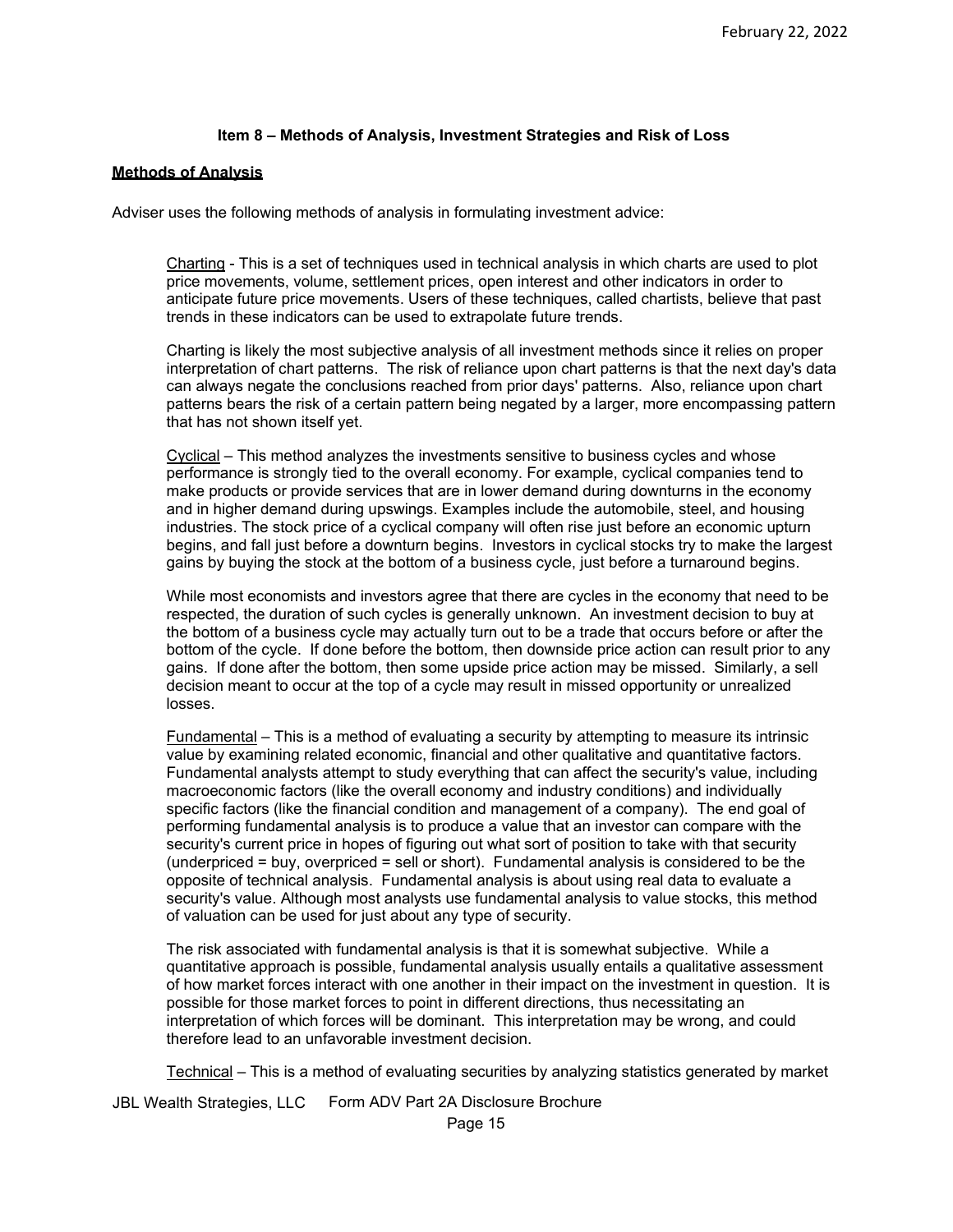### Item 8 – Methods of Analysis, Investment Strategies and Risk of Loss

**Methods of Analysis**

Adviser uses the following methods of analysis in formulating investment advice:

Charting - This is a set of techniques used in technical analysis in which charts are used to plot price movements, volume, settlement prices, open interest and other indicators in order to anticipate future price movements. Users of these techniques, called chartists, believe that past trends in these indicators can be used to extrapolate future trends.

Charting is likely the most subjective analysis of all investment methods since it relies on proper interpretation of chart patterns. The risk of reliance upon chart patterns is that the next day's data can always negate the conclusions reached from prior days' patterns. Also, reliance upon chart patterns bears the risk of a certain pattern being negated by a larger, more encompassing pattern that has not shown itself yet.

Cyclical – This method analyzes the investments sensitive to business cycles and whose performance is strongly tied to the overall economy. For example, cyclical companies tend to make products or provide services that are in lower demand during downturns in the economy and in higher demand during upswings. Examples include the automobile, steel, and housing industries. The stock price of a cyclical company will often rise just before an economic upturn begins, and fall just before a downturn begins. Investors in cyclical stocks try to make the largest gains by buying the stock at the bottom of a business cycle, just before a turnaround begins.

While most economists and investors agree that there are cycles in the economy that need to be respected, the duration of such cycles is generally unknown. An investment decision to buy at the bottom of a business cycle may actually turn out to be a trade that occurs before or after the bottom of the cycle. If done before the bottom, then downside price action can result prior to any gains. If done after the bottom, then some upside price action may be missed. Similarly, a sell decision meant to occur at the top of a cycle may result in missed opportunity or unrealized losses.

Fundamental – This is a method of evaluating a security by attempting to measure its intrinsic value by examining related economic, financial and other qualitative and quantitative factors. Fundamental analysts attempt to study everything that can affect the security's value, including macroeconomic factors (like the overall economy and industry conditions) and individually specific factors (like the financial condition and management of a company). The end goal of performing fundamental analysis is to produce a value that an investor can compare with the security's current price in hopes of figuring out what sort of position to take with that security (underpriced = buy, overpriced = sell or short). Fundamental analysis is considered to be the opposite of technical analysis. Fundamental analysis is about using real data to evaluate a security's value. Although most analysts use fundamental analysis to value stocks, this method of valuation can be used for just about any type of security.

The risk associated with fundamental analysis is that it is somewhat subjective. While a quantitative approach is possible, fundamental analysis usually entails a qualitative assessment of how market forces interact with one another in their impact on the investment in question. It is possible for those market forces to point in different directions, thus necessitating an interpretation of which forces will be dominant. This interpretation may be wrong, and could therefore lead to an unfavorable investment decision.

Technical – This is a method of evaluating securities by analyzing statistics generated by market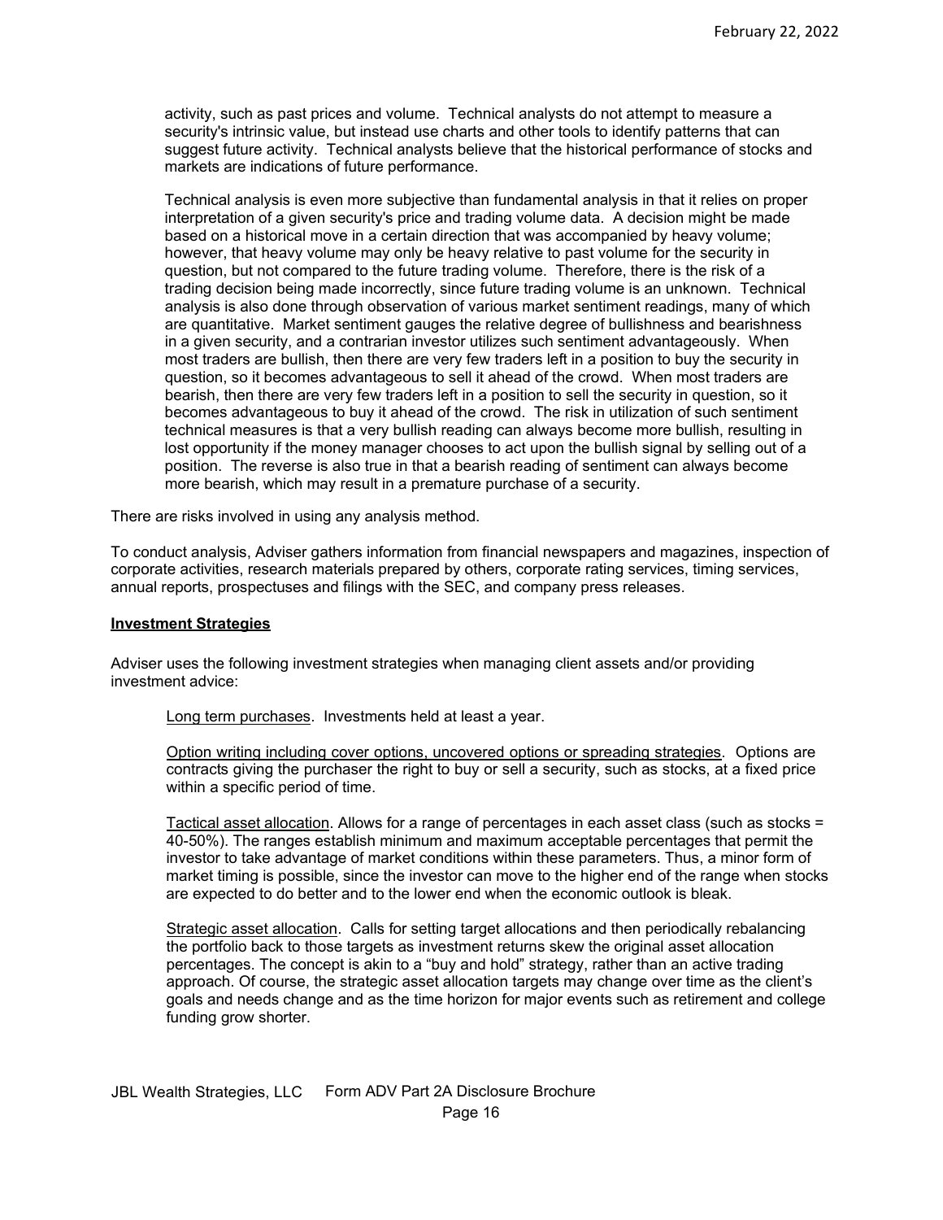activity, such as past prices and volume. Technical analysts do not attempt to measure a security's intrinsic value, but instead use charts and other tools to identify patterns that can suggest future activity. Technical analysts believe that the historical performance of stocks and markets are indications of future performance.

Technical analysis is even more subjective than fundamental analysis in that it relies on proper interpretation of a given security's price and trading volume data. A decision might be made based on a historical move in a certain direction that was accompanied by heavy volume; however, that heavy volume may only be heavy relative to past volume for the security in question, but not compared to the future trading volume. Therefore, there is the risk of a trading decision being made incorrectly, since future trading volume is an unknown. Technical analysis is also done through observation of various market sentiment readings, many of which are quantitative. Market sentiment gauges the relative degree of bullishness and bearishness in a given security, and a contrarian investor utilizes such sentiment advantageously. When most traders are bullish, then there are very few traders left in a position to buy the security in question, so it becomes advantageous to sell it ahead of the crowd. When most traders are bearish, then there are very few traders left in a position to sell the security in question, so it becomes advantageous to buy it ahead of the crowd. The risk in utilization of such sentiment technical measures is that a very bullish reading can always become more bullish, resulting in lost opportunity if the money manager chooses to act upon the bullish signal by selling out of a position. The reverse is also true in that a bearish reading of sentiment can always become more bearish, which may result in a premature purchase of a security.

There are risks involved in using any analysis method.

To conduct analysis, Adviser gathers information from financial newspapers and magazines, inspection of corporate activities, research materials prepared by others, corporate rating services, timing services, annual reports, prospectuses and filings with the SEC, and company press releases.

**Investment Strategies**

Adviser uses the following investment strategies when managing client assets and/or providing investment advice:

Long term purchases. Investments held at least a year.

Option writing including cover options, uncovered options or spreading strategies. Options are contracts giving the purchaser the right to buy or sell a security, such as stocks, at a fixed price within a specific period of time.

Tactical asset allocation. Allows for a range of percentages in each asset class (such as stocks = 40-50%). The ranges establish minimum and maximum acceptable percentages that permit the investor to take advantage of market conditions within these parameters. Thus, a minor form of market timing is possible, since the investor can move to the higher end of the range when stocks are expected to do better and to the lower end when the economic outlook is bleak.

Strategic asset allocation. Calls for setting target allocations and then periodically rebalancing the portfolio back to those targets as investment returns skew the original asset allocation percentages. The concept is akin to a "buy and hold" strategy, rather than an active trading approach. Of course, the strategic asset allocation targets may change over time as the client's goals and needs change and as the time horizon for major events such as retirement and college funding grow shorter.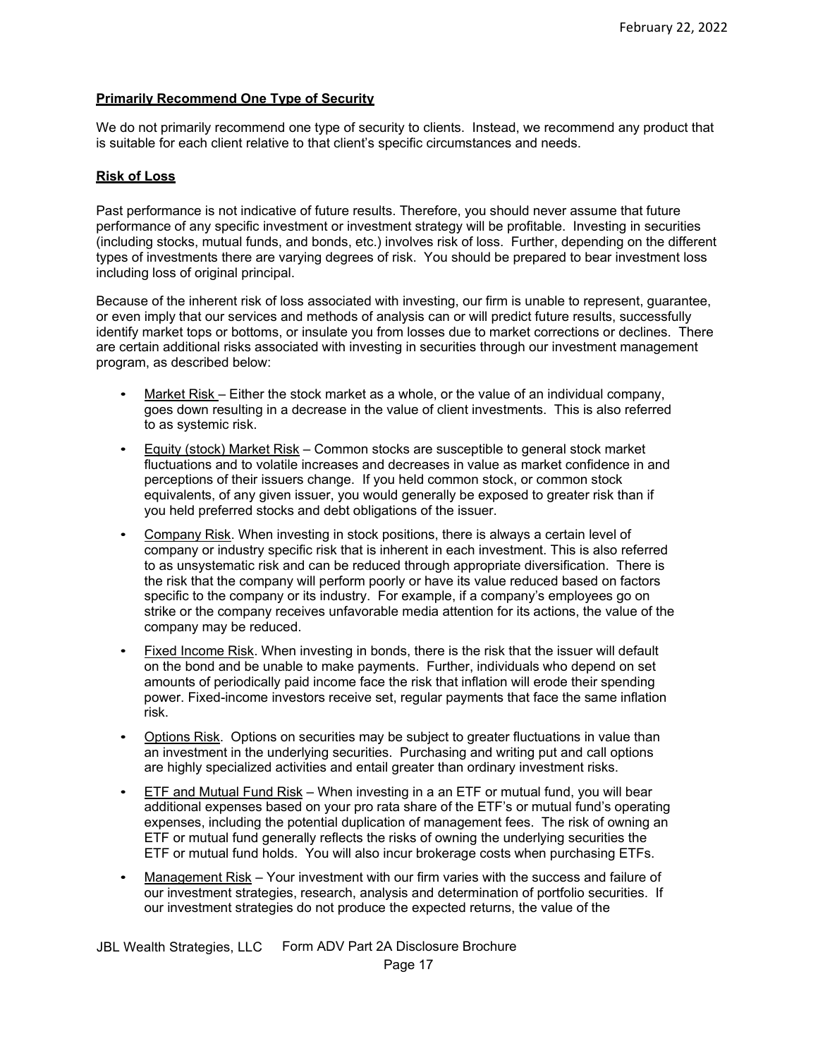**Primarily Recommend One Type of Security**

We do not primarily recommend one type of security to clients. Instead, we recommend any product that is suitable for each client relative to that client's specific circumstances and needs.

**Risk of Loss**

Past performance is not indicative of future results. Therefore, you should never assume that future performance of any specific investment or investment strategy will be profitable. Investing in securities (including stocks, mutual funds, and bonds, etc.) involves risk of loss. Further, depending on the different types of investments there are varying degrees of risk. You should be prepared to bear investment loss including loss of original principal.

Because of the inherent risk of loss associated with investing, our firm is unable to represent, guarantee, or even imply that our services and methods of analysis can or will predict future results, successfully identify market tops or bottoms, or insulate you from losses due to market corrections or declines. There are certain additional risks associated with investing in securities through our investment management program, as described below:

- Market Risk – Either the stock market as a whole, or the value of an individual company, goes down resulting in a decrease in the value of client investments. This is also referred to as systemic risk.
- Equity (stock) Market Risk – Common stocks are susceptible to general stock market fluctuations and to volatile increases and decreases in value as market confidence in and perceptions of their issuers change. If you held common stock, or common stock equivalents, of any given issuer, you would generally be exposed to greater risk than if you held preferred stocks and debt obligations of the issuer.
- Company Risk. When investing in stock positions, there is always a certain level of company or industry specific risk that is inherent in each investment. This is also referred to as unsystematic risk and can be reduced through appropriate diversification. There is the risk that the company will perform poorly or have its value reduced based on factors specific to the company or its industry. For example, if a company's employees go on strike or the company receives unfavorable media attention for its actions, the value of the company may be reduced.
- Fixed Income Risk. When investing in bonds, there is the risk that the issuer will default on the bond and be unable to make payments. Further, individuals who depend on set amounts of periodically paid income face the risk that inflation will erode their spending power. Fixed-income investors receive set, regular payments that face the same inflation risk.
- Options Risk. Options on securities may be subject to greater fluctuations in value than an investment in the underlying securities. Purchasing and writing put and call options are highly specialized activities and entail greater than ordinary investment risks.
- ETF and Mutual Fund Risk – When investing in a an ETF or mutual fund, you will bear additional expenses based on your pro rata share of the ETF's or mutual fund's operating expenses, including the potential duplication of management fees. The risk of owning an ETF or mutual fund generally reflects the risks of owning the underlying securities the ETF or mutual fund holds. You will also incur brokerage costs when purchasing ETFs.
- Management Risk – Your investment with our firm varies with the success and failure of our investment strategies, research, analysis and determination of portfolio securities. If our investment strategies do not produce the expected returns, the value of the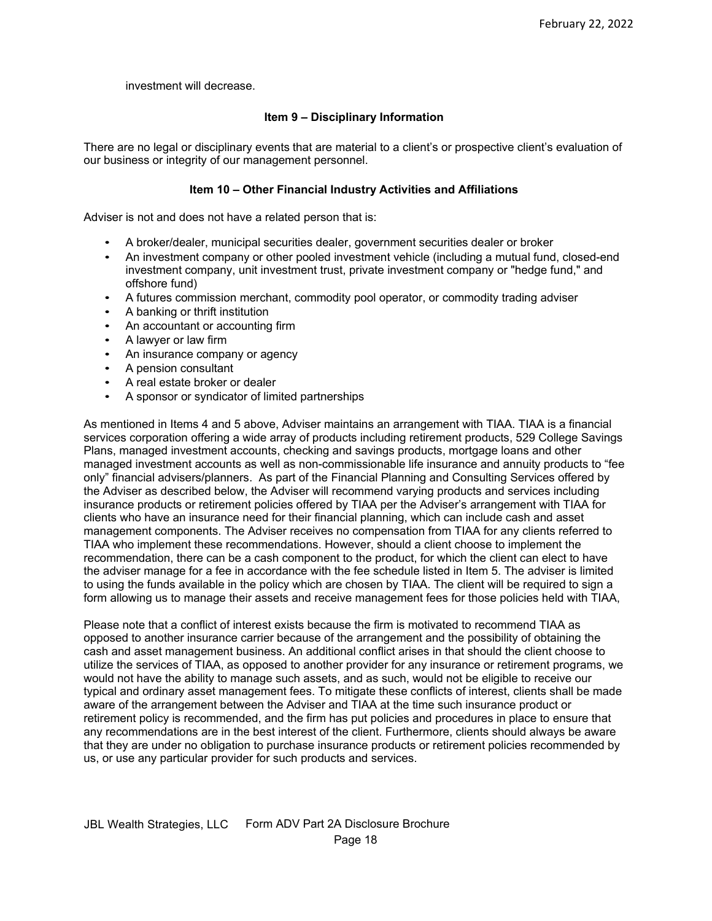investment will decrease.

## Item 9 – Disciplinary Information

There are no legal or disciplinary events that are material to a client's or prospective client's evaluation of our business or integrity of our management personnel.

## Item 10 – Other Financial Industry Activities and Affiliations

Adviser is not and does not have a related person that is:

- A broker/dealer, municipal securities dealer, government securities dealer or broker
- An investment company or other pooled investment vehicle (including a mutual fund, closed-end investment company, unit investment trust, private investment company or "hedge fund," and offshore fund)
- A futures commission merchant, commodity pool operator, or commodity trading adviser
- A banking or thrift institution
- An accountant or accounting firm
- A lawyer or law firm
- An insurance company or agency
- A pension consultant
- A real estate broker or dealer
- A sponsor or syndicator of limited partnerships

As mentioned in Items 4 and 5 above, Adviser maintains an arrangement with TIAA. TIAA is a financial services corporation offering a wide array of products including retirement products, 529 College Savings Plans, managed investment accounts, checking and savings products, mortgage loans and other managed investment accounts as well as non-commissionable life insurance and annuity products to "fee only" financial advisers/planners. As part of the Financial Planning and Consulting Services offered by the Adviser as described below, the Adviser will recommend varying products and services including insurance products or retirement policies offered by TIAA per the Adviser's arrangement with TIAA for clients who have an insurance need for their financial planning, which can include cash and asset management components. The Adviser receives no compensation from TIAA for any clients referred to TIAA who implement these recommendations. However, should a client choose to implement the recommendation, there can be a cash component to the product, for which the client can elect to have the adviser manage for a fee in accordance with the fee schedule listed in Item 5. The adviser is limited to using the funds available in the policy which are chosen by TIAA. The client will be required to sign a form allowing us to manage their assets and receive management fees for those policies held with TIAA,

Please note that a conflict of interest exists because the firm is motivated to recommend TIAA as opposed to another insurance carrier because of the arrangement and the possibility of obtaining the cash and asset management business. An additional conflict arises in that should the client choose to utilize the services of TIAA, as opposed to another provider for any insurance or retirement programs, we would not have the ability to manage such assets, and as such, would not be eligible to receive our typical and ordinary asset management fees. To mitigate these conflicts of interest, clients shall be made aware of the arrangement between the Adviser and TIAA at the time such insurance product or retirement policy is recommended, and the firm has put policies and procedures in place to ensure that any recommendations are in the best interest of the client. Furthermore, clients should always be aware that they are under no obligation to purchase insurance products or retirement policies recommended by us, or use any particular provider for such products and services.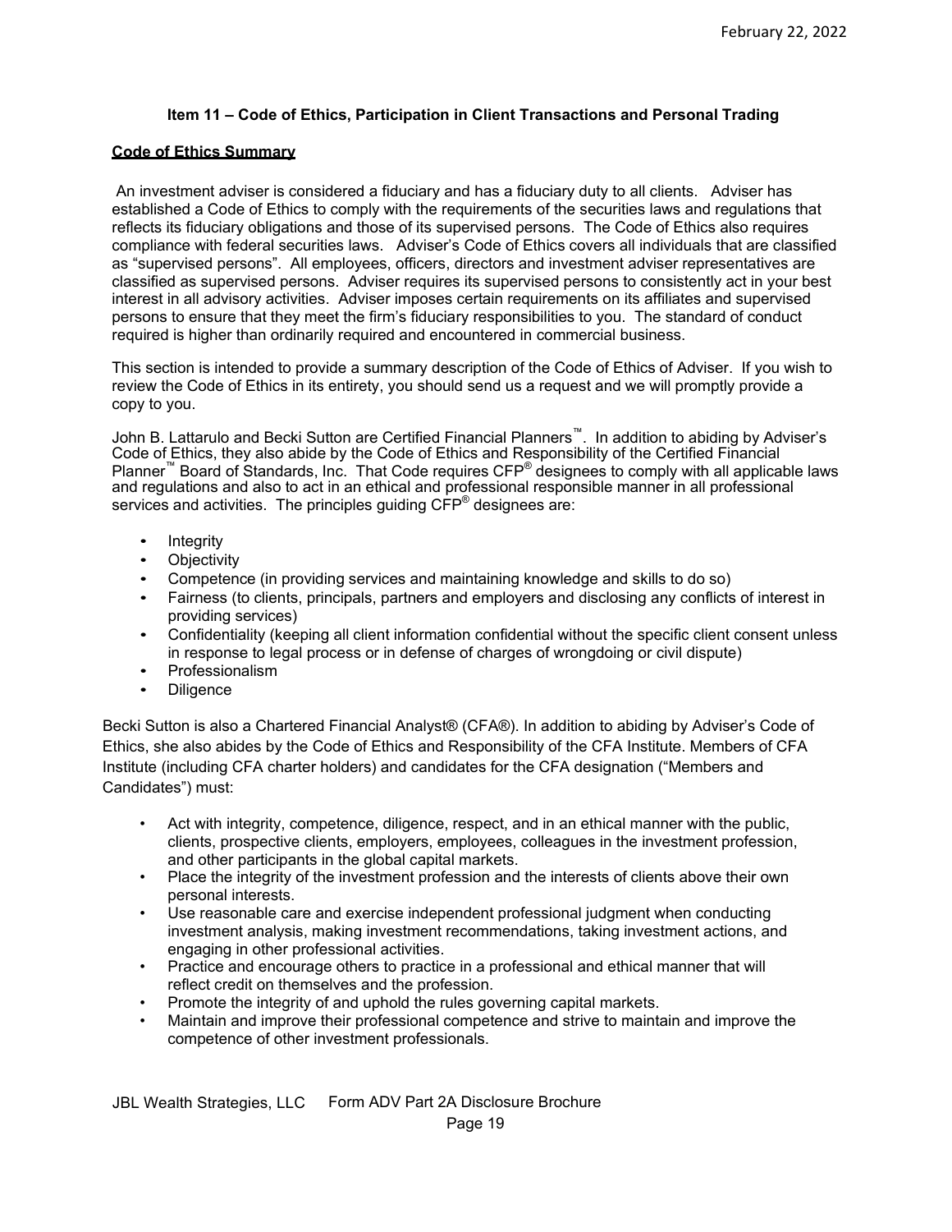## Item 11 – Code of Ethics, Participation in Client Transactions and Personal Trading

**Code of Ethics Summary**

An investment adviser is considered a fiduciary and has a fiduciary duty to all clients. Adviser has established a Code of Ethics to comply with the requirements of the securities laws and regulations that reflects its fiduciary obligations and those of its supervised persons. The Code of Ethics also requires compliance with federal securities laws. Adviser's Code of Ethics covers all individuals that are classified as "supervised persons". All employees, officers, directors and investment adviser representatives are classified as supervised persons. Adviser requires its supervised persons to consistently act in your best interest in all advisory activities. Adviser imposes certain requirements on its affiliates and supervised persons to ensure that they meet the firm's fiduciary responsibilities to you. The standard of conduct required is higher than ordinarily required and encountered in commercial business.

This section is intended to provide a summary description of the Code of Ethics of Adviser. If you wish to review the Code of Ethics in its entirety, you should send us a request and we will promptly provide a copy to you.

John B. Lattarulo and Becki Sutton are Certified Financial Planners™. In addition to abiding by Adviser's Code of Ethics, they also abide by the Code of Ethics and Responsibility of the Certified Financial Planner™ Board of Standards, Inc. That Code requires CFP® designees to comply with all applicable laws and regulations and also to act in an ethical and professional responsible manner in all professional services and activities. The principles guiding CFP® designees are:

- Integrity
- Objectivity
- Competence (in providing services and maintaining knowledge and skills to do so)
- Fairness (to clients, principals, partners and employers and disclosing any conflicts of interest in providing services)
- Confidentiality (keeping all client information confidential without the specific client consent unless in response to legal process or in defense of charges of wrongdoing or civil dispute)
- Professionalism
- Diligence

Becki Sutton is also a Chartered Financial Analyst® (CFA®). In addition to abiding by Adviser's Code of Ethics, she also abides by the Code of Ethics and Responsibility of the CFA Institute. Members of CFA Institute (including CFA charter holders) and candidates for the CFA designation ("Members and Candidates") must:

- Act with integrity, competence, diligence, respect, and in an ethical manner with the public, clients, prospective clients, employers, employees, colleagues in the investment profession, and other participants in the global capital markets.
- Place the integrity of the investment profession and the interests of clients above their own personal interests.
- Use reasonable care and exercise independent professional judgment when conducting investment analysis, making investment recommendations, taking investment actions, and engaging in other professional activities.
- Practice and encourage others to practice in a professional and ethical manner that will reflect credit on themselves and the profession.
- Promote the integrity of and uphold the rules governing capital markets.
- Maintain and improve their professional competence and strive to maintain and improve the competence of other investment professionals.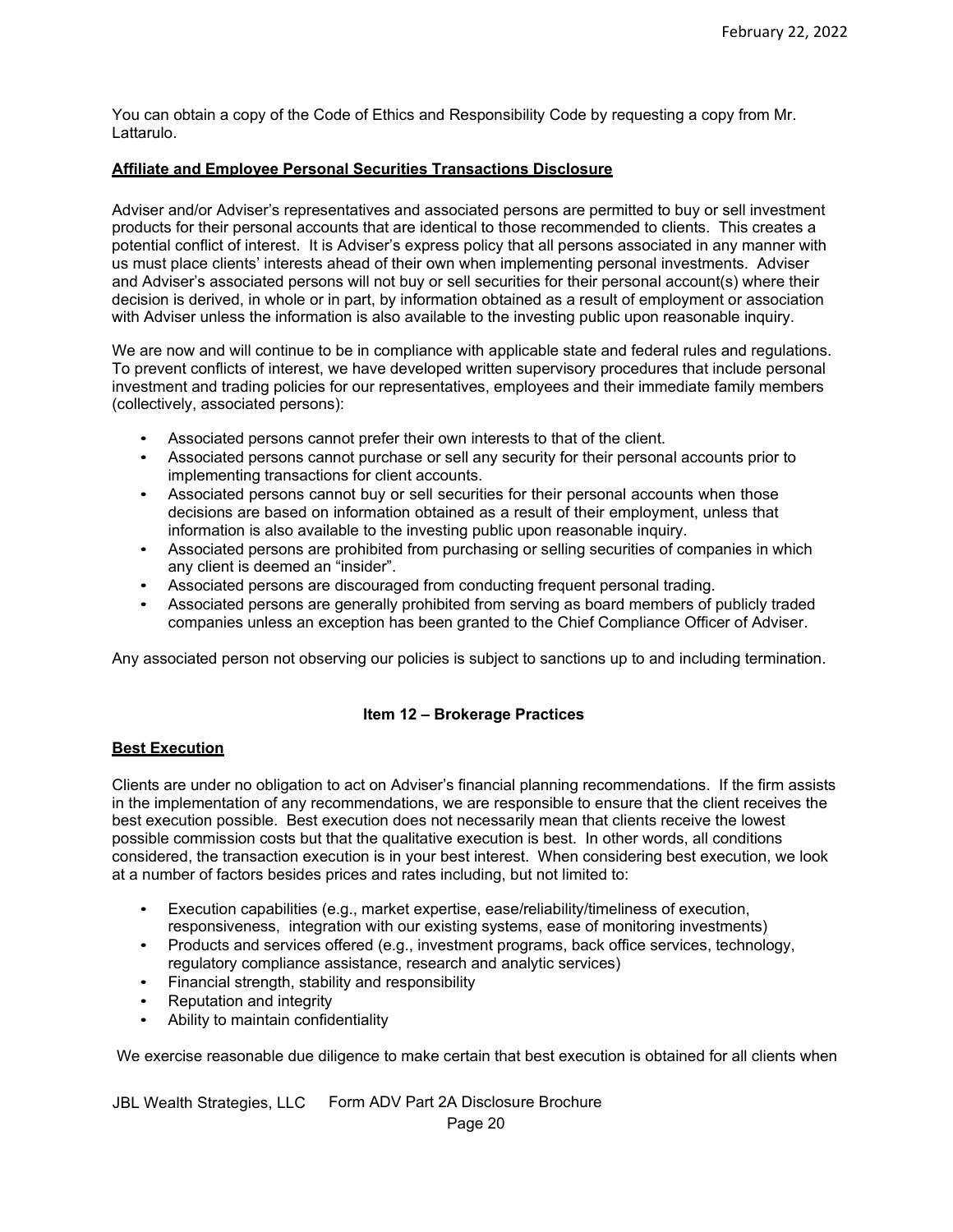You can obtain a copy of the Code of Ethics and Responsibility Code by requesting a copy from Mr. Lattarulo.

**Affiliate and Employee Personal Securities Transactions Disclosure**

Adviser and/or Adviser's representatives and associated persons are permitted to buy or sell investment products for their personal accounts that are identical to those recommended to clients. This creates a potential conflict of interest. It is Adviser's express policy that all persons associated in any manner with us must place clients' interests ahead of their own when implementing personal investments. Adviser and Adviser's associated persons will not buy or sell securities for their personal account(s) where their decision is derived, in whole or in part, by information obtained as a result of employment or association with Adviser unless the information is also available to the investing public upon reasonable inquiry.

We are now and will continue to be in compliance with applicable state and federal rules and regulations. To prevent conflicts of interest, we have developed written supervisory procedures that include personal investment and trading policies for our representatives, employees and their immediate family members (collectively, associated persons):

- Associated persons cannot prefer their own interests to that of the client.
- Associated persons cannot purchase or sell any security for their personal accounts prior to implementing transactions for client accounts.
- Associated persons cannot buy or sell securities for their personal accounts when those decisions are based on information obtained as a result of their employment, unless that information is also available to the investing public upon reasonable inquiry.
- Associated persons are prohibited from purchasing or selling securities of companies in which any client is deemed an "insider".
- Associated persons are discouraged from conducting frequent personal trading.
- Associated persons are generally prohibited from serving as board members of publicly traded companies unless an exception has been granted to the Chief Compliance Officer of Adviser.

Any associated person not observing our policies is subject to sanctions up to and including termination.

## Item 12 – Brokerage Practices

**Best Execution**

Clients are under no obligation to act on Adviser's financial planning recommendations. If the firm assists in the implementation of any recommendations, we are responsible to ensure that the client receives the best execution possible. Best execution does not necessarily mean that clients receive the lowest possible commission costs but that the qualitative execution is best. In other words, all conditions considered, the transaction execution is in your best interest. When considering best execution, we look at a number of factors besides prices and rates including, but not limited to:

- Execution capabilities (e.g., market expertise, ease/reliability/timeliness of execution, responsiveness, integration with our existing systems, ease of monitoring investments)
- Products and services offered (e.g., investment programs, back office services, technology, regulatory compliance assistance, research and analytic services)
- Financial strength, stability and responsibility
- Reputation and integrity
- Ability to maintain confidentiality

We exercise reasonable due diligence to make certain that best execution is obtained for all clients when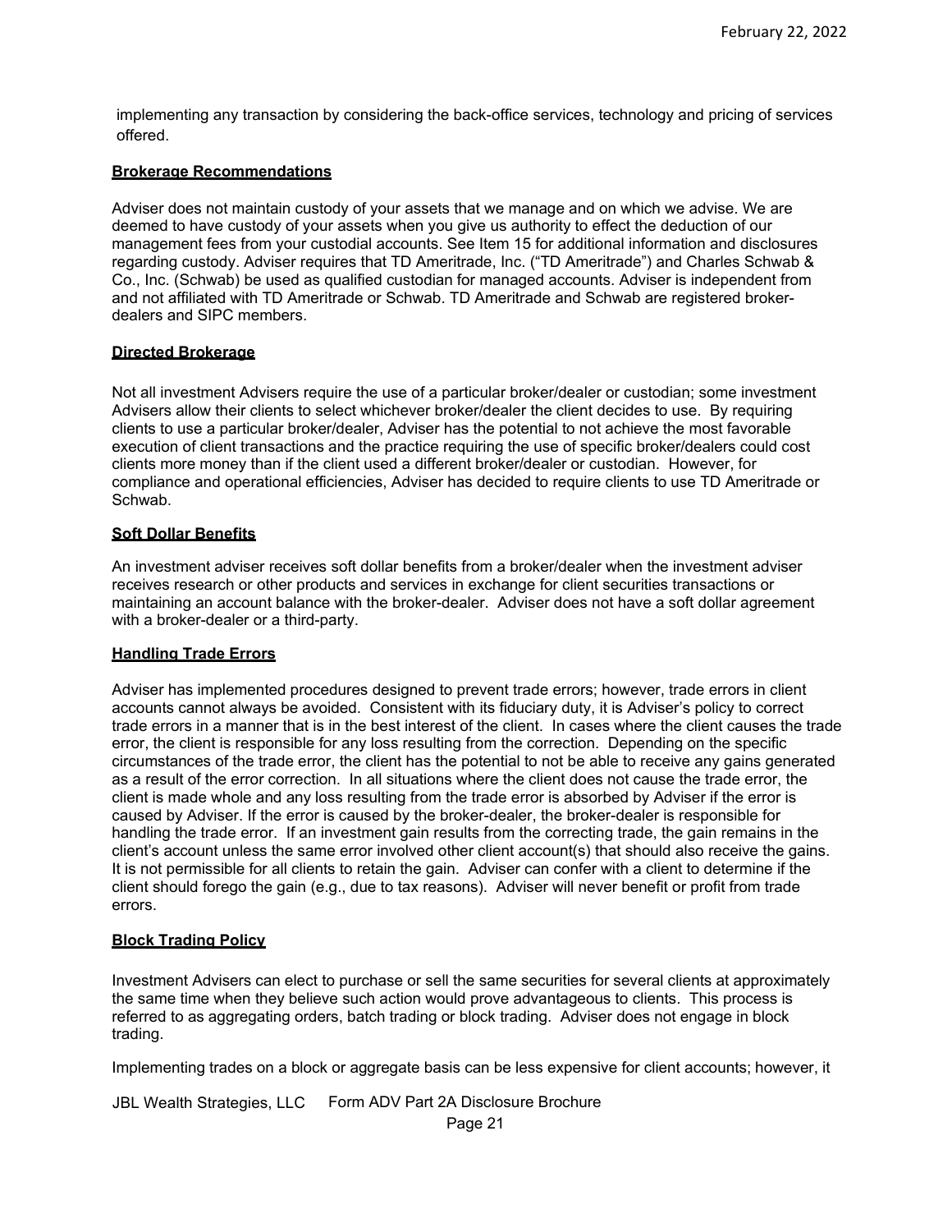implementing any transaction by considering the back-office services, technology and pricing of services offered.

**Brokerage Recommendations**

Adviser does not maintain custody of your assets that we manage and on which we advise. We are deemed to have custody of your assets when you give us authority to effect the deduction of our management fees from your custodial accounts. See Item 15 for additional information and disclosures regarding custody. Adviser requires that TD Ameritrade, Inc. ("TD Ameritrade") and Charles Schwab & Co., Inc. (Schwab) be used as qualified custodian for managed accounts. Adviser is independent from and not affiliated with TD Ameritrade or Schwab. TD Ameritrade and Schwab are registered broker-dealers and SIPC members.

**Directed Brokerage**

Not all investment Advisers require the use of a particular broker/dealer or custodian; some investment Advisers allow their clients to select whichever broker/dealer the client decides to use. By requiring clients to use a particular broker/dealer, Adviser has the potential to not achieve the most favorable execution of client transactions and the practice requiring the use of specific broker/dealers could cost clients more money than if the client used a different broker/dealer or custodian. However, for compliance and operational efficiencies, Adviser has decided to require clients to use TD Ameritrade or Schwab.

**Soft Dollar Benefits**

An investment adviser receives soft dollar benefits from a broker/dealer when the investment adviser receives research or other products and services in exchange for client securities transactions or maintaining an account balance with the broker-dealer. Adviser does not have a soft dollar agreement with a broker-dealer or a third-party.

**Handling Trade Errors**

Adviser has implemented procedures designed to prevent trade errors; however, trade errors in client accounts cannot always be avoided. Consistent with its fiduciary duty, it is Adviser's policy to correct trade errors in a manner that is in the best interest of the client. In cases where the client causes the trade error, the client is responsible for any loss resulting from the correction. Depending on the specific circumstances of the trade error, the client has the potential to not be able to receive any gains generated as a result of the error correction. In all situations where the client does not cause the trade error, the client is made whole and any loss resulting from the trade error is absorbed by Adviser if the error is caused by Adviser. If the error is caused by the broker-dealer, the broker-dealer is responsible for handling the trade error. If an investment gain results from the correcting trade, the gain remains in the client's account unless the same error involved other client account(s) that should also receive the gains. It is not permissible for all clients to retain the gain. Adviser can confer with a client to determine if the client should forego the gain (e.g., due to tax reasons). Adviser will never benefit or profit from trade errors.

**Block Trading Policy**

Investment Advisers can elect to purchase or sell the same securities for several clients at approximately the same time when they believe such action would prove advantageous to clients. This process is referred to as aggregating orders, batch trading or block trading. Adviser does not engage in block trading.

Implementing trades on a block or aggregate basis can be less expensive for client accounts; however, it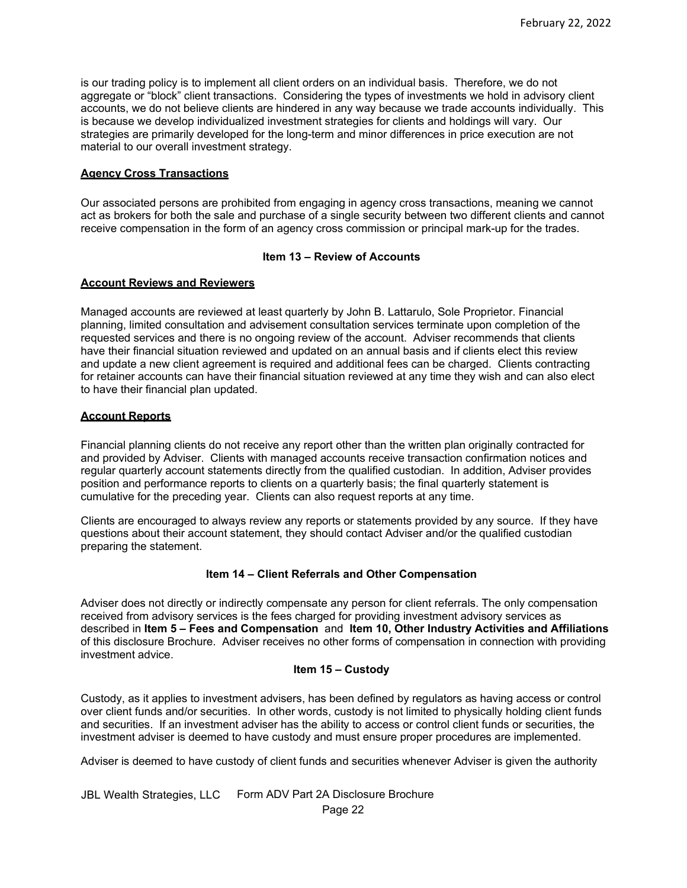is our trading policy is to implement all client orders on an individual basis. Therefore, we do not aggregate or "block" client transactions. Considering the types of investments we hold in advisory client accounts, we do not believe clients are hindered in any way because we trade accounts individually. This is because we develop individualized investment strategies for clients and holdings will vary. Our strategies are primarily developed for the long-term and minor differences in price execution are not material to our overall investment strategy.

**Agency Cross Transactions**

Our associated persons are prohibited from engaging in agency cross transactions, meaning we cannot act as brokers for both the sale and purchase of a single security between two different clients and cannot receive compensation in the form of an agency cross commission or principal mark-up for the trades.

## Item 13 – Review of Accounts

**Account Reviews and Reviewers**

Managed accounts are reviewed at least quarterly by John B. Lattarulo, Sole Proprietor. Financial planning, limited consultation and advisement consultation services terminate upon completion of the requested services and there is no ongoing review of the account. Adviser recommends that clients have their financial situation reviewed and updated on an annual basis and if clients elect this review and update a new client agreement is required and additional fees can be charged. Clients contracting for retainer accounts can have their financial situation reviewed at any time they wish and can also elect to have their financial plan updated.

**Account Reports**

Financial planning clients do not receive any report other than the written plan originally contracted for and provided by Adviser. Clients with managed accounts receive transaction confirmation notices and regular quarterly account statements directly from the qualified custodian. In addition, Adviser provides position and performance reports to clients on a quarterly basis; the final quarterly statement is cumulative for the preceding year. Clients can also request reports at any time.

Clients are encouraged to always review any reports or statements provided by any source. If they have questions about their account statement, they should contact Adviser and/or the qualified custodian preparing the statement.

## Item 14 – Client Referrals and Other Compensation

Adviser does not directly or indirectly compensate any person for client referrals. The only compensation received from advisory services is the fees charged for providing investment advisory services as described in **Item 5 – Fees and Compensation** and **Item 10, Other Industry Activities and Affiliations** of this disclosure Brochure. Adviser receives no other forms of compensation in connection with providing investment advice.

## Item 15 – Custody

Custody, as it applies to investment advisers, has been defined by regulators as having access or control over client funds and/or securities. In other words, custody is not limited to physically holding client funds and securities. If an investment adviser has the ability to access or control client funds or securities, the investment adviser is deemed to have custody and must ensure proper procedures are implemented.

Adviser is deemed to have custody of client funds and securities whenever Adviser is given the authority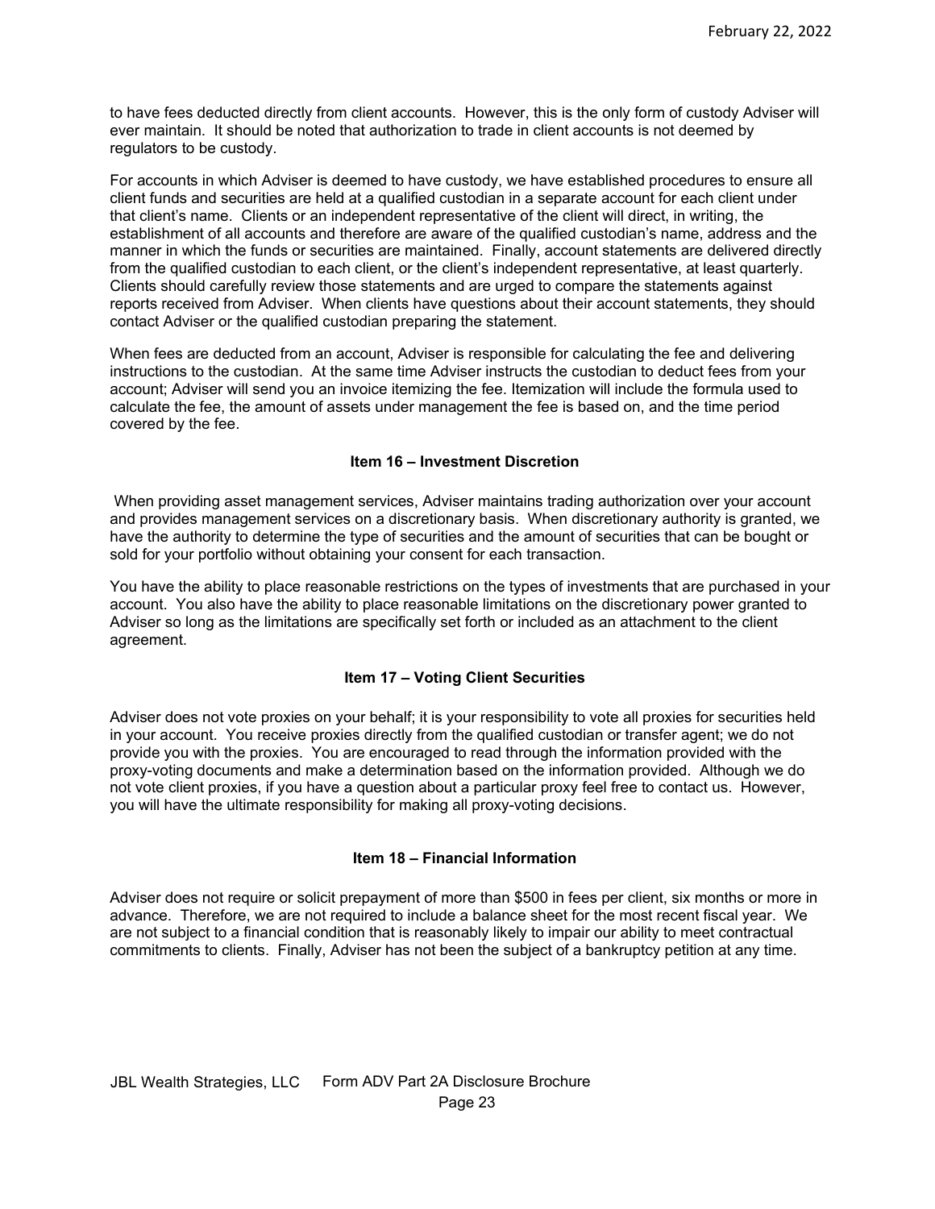to have fees deducted directly from client accounts. However, this is the only form of custody Adviser will ever maintain. It should be noted that authorization to trade in client accounts is not deemed by regulators to be custody.

For accounts in which Adviser is deemed to have custody, we have established procedures to ensure all client funds and securities are held at a qualified custodian in a separate account for each client under that client's name. Clients or an independent representative of the client will direct, in writing, the establishment of all accounts and therefore are aware of the qualified custodian's name, address and the manner in which the funds or securities are maintained. Finally, account statements are delivered directly from the qualified custodian to each client, or the client's independent representative, at least quarterly. Clients should carefully review those statements and are urged to compare the statements against reports received from Adviser. When clients have questions about their account statements, they should contact Adviser or the qualified custodian preparing the statement.

When fees are deducted from an account, Adviser is responsible for calculating the fee and delivering instructions to the custodian. At the same time Adviser instructs the custodian to deduct fees from your account; Adviser will send you an invoice itemizing the fee. Itemization will include the formula used to calculate the fee, the amount of assets under management the fee is based on, and the time period covered by the fee.

## Item 16 – Investment Discretion

When providing asset management services, Adviser maintains trading authorization over your account and provides management services on a discretionary basis. When discretionary authority is granted, we have the authority to determine the type of securities and the amount of securities that can be bought or sold for your portfolio without obtaining your consent for each transaction.

You have the ability to place reasonable restrictions on the types of investments that are purchased in your account. You also have the ability to place reasonable limitations on the discretionary power granted to Adviser so long as the limitations are specifically set forth or included as an attachment to the client agreement.

## Item 17 – Voting Client Securities

Adviser does not vote proxies on your behalf; it is your responsibility to vote all proxies for securities held in your account. You receive proxies directly from the qualified custodian or transfer agent; we do not provide you with the proxies. You are encouraged to read through the information provided with the proxy-voting documents and make a determination based on the information provided. Although we do not vote client proxies, if you have a question about a particular proxy feel free to contact us. However, you will have the ultimate responsibility for making all proxy-voting decisions.

## Item 18 – Financial Information

Adviser does not require or solicit prepayment of more than $500 in fees per client, six months or more in advance. Therefore, we are not required to include a balance sheet for the most recent fiscal year. We are not subject to a financial condition that is reasonably likely to impair our ability to meet contractual commitments to clients. Finally, Adviser has not been the subject of a bankruptcy petition at any time.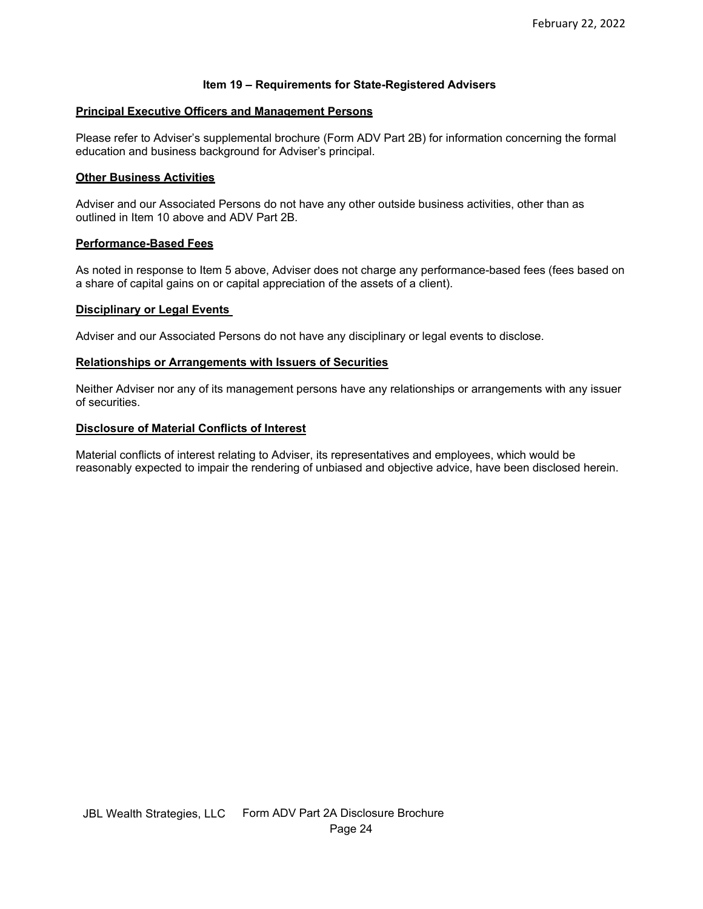## Item 19 – Requirements for State-Registered Advisers

**Principal Executive Officers and Management Persons**

Please refer to Adviser's supplemental brochure (Form ADV Part 2B) for information concerning the formal education and business background for Adviser's principal.

**Other Business Activities**

Adviser and our Associated Persons do not have any other outside business activities, other than as outlined in Item 10 above and ADV Part 2B.

**Performance-Based Fees**

As noted in response to Item 5 above, Adviser does not charge any performance-based fees (fees based on a share of capital gains on or capital appreciation of the assets of a client).

**Disciplinary or Legal Events**

Adviser and our Associated Persons do not have any disciplinary or legal events to disclose.

**Relationships or Arrangements with Issuers of Securities**

Neither Adviser nor any of its management persons have any relationships or arrangements with any issuer of securities.

**Disclosure of Material Conflicts of Interest**

Material conflicts of interest relating to Adviser, its representatives and employees, which would be reasonably expected to impair the rendering of unbiased and objective advice, have been disclosed herein.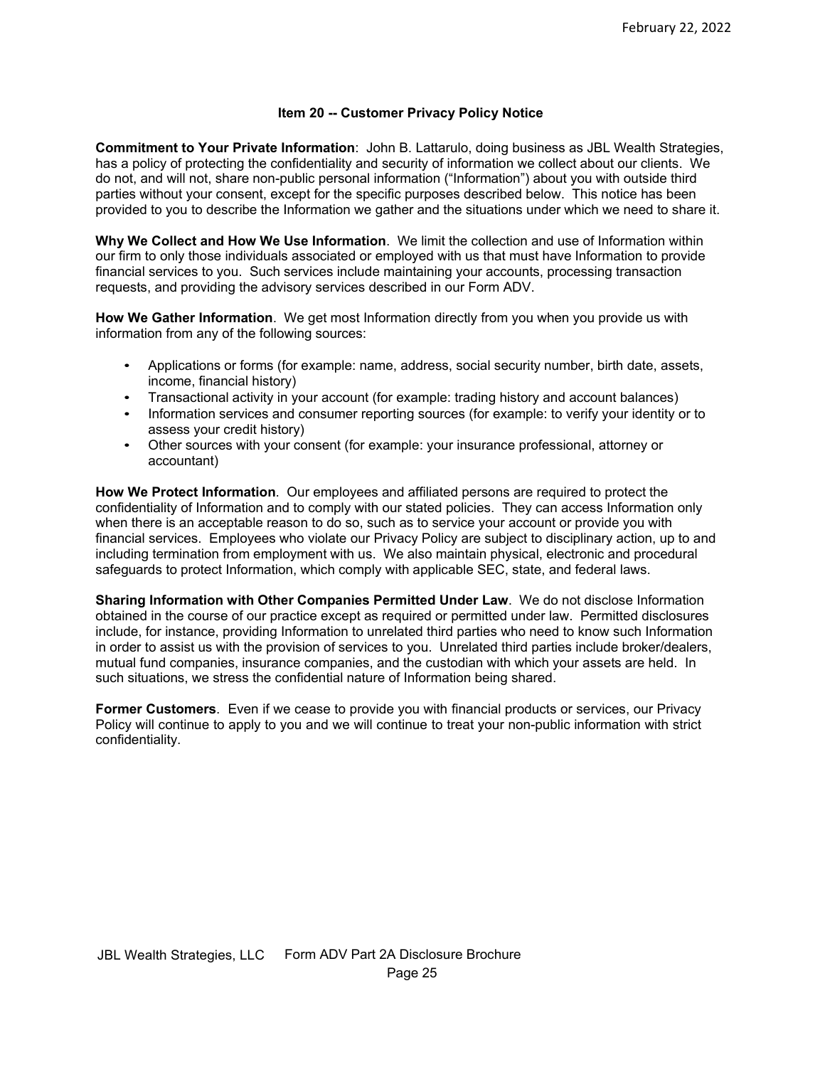## Item 20 -- Customer Privacy Policy Notice

**Commitment to Your Private Information**: John B. Lattarulo, doing business as JBL Wealth Strategies, has a policy of protecting the confidentiality and security of information we collect about our clients. We do not, and will not, share non-public personal information ("Information") about you with outside third parties without your consent, except for the specific purposes described below. This notice has been provided to you to describe the Information we gather and the situations under which we need to share it.

**Why We Collect and How We Use Information**. We limit the collection and use of Information within our firm to only those individuals associated or employed with us that must have Information to provide financial services to you. Such services include maintaining your accounts, processing transaction requests, and providing the advisory services described in our Form ADV.

**How We Gather Information**. We get most Information directly from you when you provide us with information from any of the following sources:

- Applications or forms (for example: name, address, social security number, birth date, assets, income, financial history)
- Transactional activity in your account (for example: trading history and account balances)
- Information services and consumer reporting sources (for example: to verify your identity or to assess your credit history)
- Other sources with your consent (for example: your insurance professional, attorney or accountant)

**How We Protect Information**. Our employees and affiliated persons are required to protect the confidentiality of Information and to comply with our stated policies. They can access Information only when there is an acceptable reason to do so, such as to service your account or provide you with financial services. Employees who violate our Privacy Policy are subject to disciplinary action, up to and including termination from employment with us. We also maintain physical, electronic and procedural safeguards to protect Information, which comply with applicable SEC, state, and federal laws.

**Sharing Information with Other Companies Permitted Under Law**. We do not disclose Information obtained in the course of our practice except as required or permitted under law. Permitted disclosures include, for instance, providing Information to unrelated third parties who need to know such Information in order to assist us with the provision of services to you. Unrelated third parties include broker/dealers, mutual fund companies, insurance companies, and the custodian with which your assets are held. In such situations, we stress the confidential nature of Information being shared.

**Former Customers**. Even if we cease to provide you with financial products or services, our Privacy Policy will continue to apply to you and we will continue to treat your non-public information with strict confidentiality.